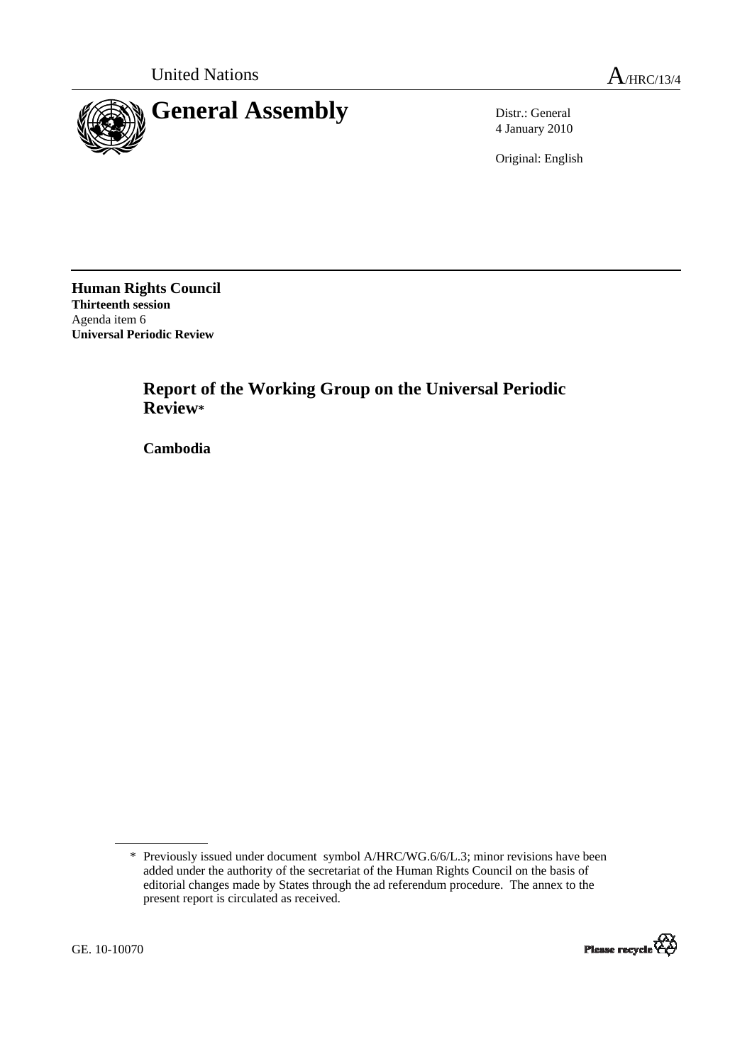United Nations

A/HRC/13/4

# General Assembly

Distr.: General
4 January 2010

Original: English

**Human Rights Council**
**Thirteenth session**
Agenda item 6
**Universal Periodic Review**

## Report of the Working Group on the Universal Periodic Review*

**Cambodia**

---

\* Previously issued under document symbol A/HRC/WG.6/6/L.3; minor revisions have been added under the authority of the secretariat of the Human Rights Council on the basis of editorial changes made by States through the ad referendum procedure. The annex to the present report is circulated as received.

GE. 10-10070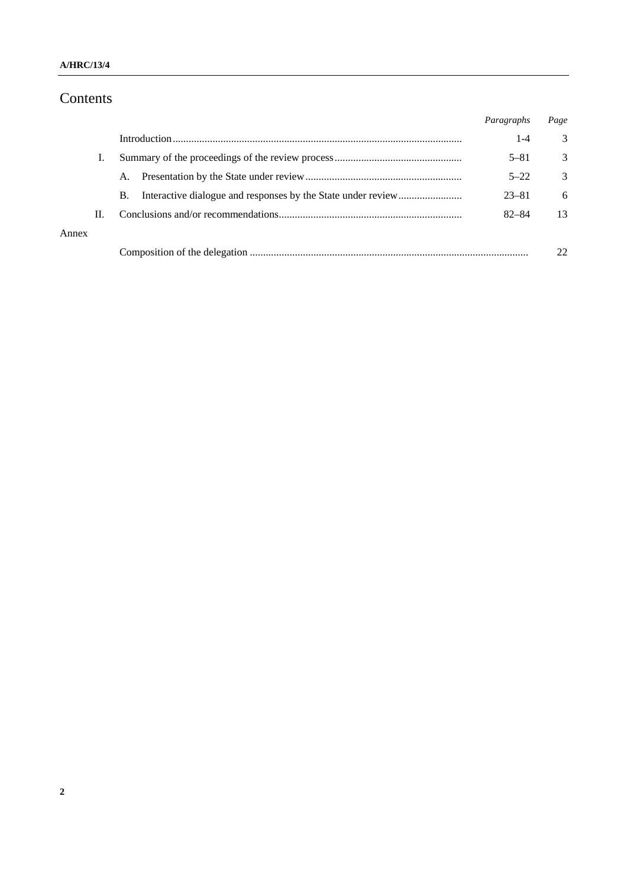# Contents

| | | Paragraphs | Page |
|---|---|---|---|
| | Introduction | 1-4 | 3 |
| I. | Summary of the proceedings of the review process | 5–81 | 3 |
| | A. Presentation by the State under review | 5–22 | 3 |
| | B. Interactive dialogue and responses by the State under review | 23–81 | 6 |
| II. | Conclusions and/or recommendations | 82–84 | 13 |
| Annex | | | |
| | Composition of the delegation | | 22 |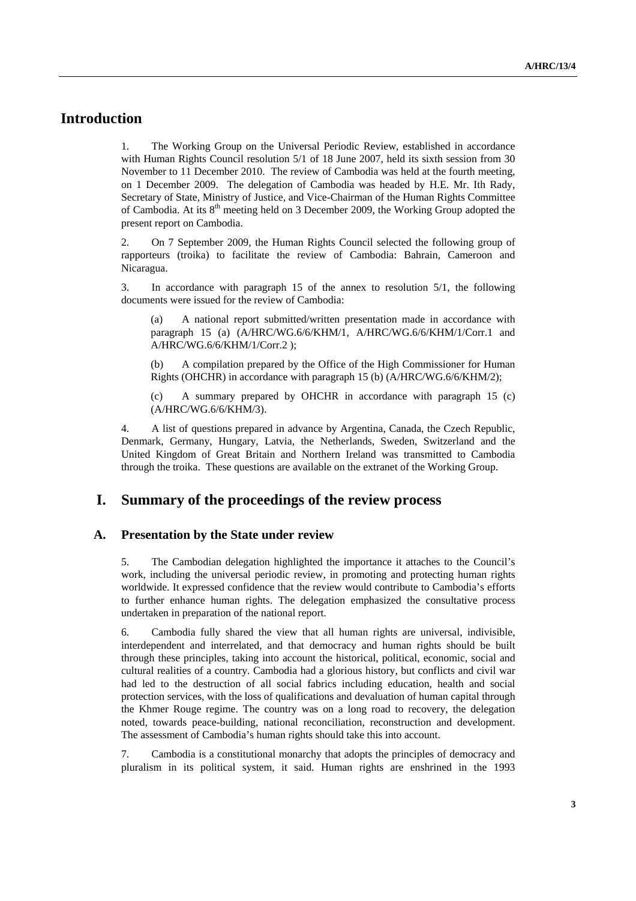# Introduction

1. The Working Group on the Universal Periodic Review, established in accordance with Human Rights Council resolution 5/1 of 18 June 2007, held its sixth session from 30 November to 11 December 2010. The review of Cambodia was held at the fourth meeting, on 1 December 2009. The delegation of Cambodia was headed by H.E. Mr. Ith Rady, Secretary of State, Ministry of Justice, and Vice-Chairman of the Human Rights Committee of Cambodia. At its 8th meeting held on 3 December 2009, the Working Group adopted the present report on Cambodia.

2. On 7 September 2009, the Human Rights Council selected the following group of rapporteurs (troika) to facilitate the review of Cambodia: Bahrain, Cameroon and Nicaragua.

3. In accordance with paragraph 15 of the annex to resolution 5/1, the following documents were issued for the review of Cambodia:

(a) A national report submitted/written presentation made in accordance with paragraph 15 (a) (A/HRC/WG.6/6/KHM/1, A/HRC/WG.6/6/KHM/1/Corr.1 and A/HRC/WG.6/6/KHM/1/Corr.2 );

(b) A compilation prepared by the Office of the High Commissioner for Human Rights (OHCHR) in accordance with paragraph 15 (b) (A/HRC/WG.6/6/KHM/2);

(c) A summary prepared by OHCHR in accordance with paragraph 15 (c) (A/HRC/WG.6/6/KHM/3).

4. A list of questions prepared in advance by Argentina, Canada, the Czech Republic, Denmark, Germany, Hungary, Latvia, the Netherlands, Sweden, Switzerland and the United Kingdom of Great Britain and Northern Ireland was transmitted to Cambodia through the troika. These questions are available on the extranet of the Working Group.

# I. Summary of the proceedings of the review process

## A. Presentation by the State under review

5. The Cambodian delegation highlighted the importance it attaches to the Council's work, including the universal periodic review, in promoting and protecting human rights worldwide. It expressed confidence that the review would contribute to Cambodia's efforts to further enhance human rights. The delegation emphasized the consultative process undertaken in preparation of the national report.

6. Cambodia fully shared the view that all human rights are universal, indivisible, interdependent and interrelated, and that democracy and human rights should be built through these principles, taking into account the historical, political, economic, social and cultural realities of a country. Cambodia had a glorious history, but conflicts and civil war had led to the destruction of all social fabrics including education, health and social protection services, with the loss of qualifications and devaluation of human capital through the Khmer Rouge regime. The country was on a long road to recovery, the delegation noted, towards peace-building, national reconciliation, reconstruction and development. The assessment of Cambodia's human rights should take this into account.

7. Cambodia is a constitutional monarchy that adopts the principles of democracy and pluralism in its political system, it said. Human rights are enshrined in the 1993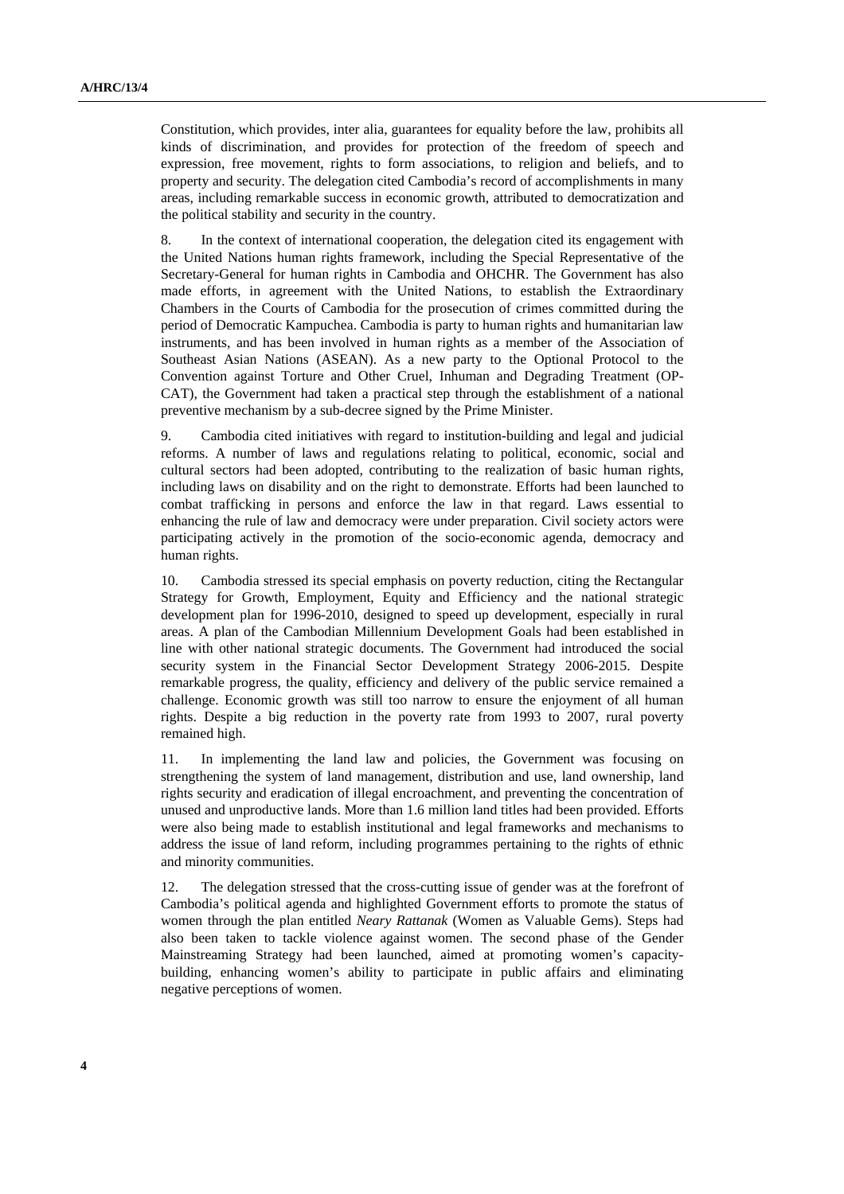Constitution, which provides, inter alia, guarantees for equality before the law, prohibits all kinds of discrimination, and provides for protection of the freedom of speech and expression, free movement, rights to form associations, to religion and beliefs, and to property and security. The delegation cited Cambodia's record of accomplishments in many areas, including remarkable success in economic growth, attributed to democratization and the political stability and security in the country.

8. In the context of international cooperation, the delegation cited its engagement with the United Nations human rights framework, including the Special Representative of the Secretary-General for human rights in Cambodia and OHCHR. The Government has also made efforts, in agreement with the United Nations, to establish the Extraordinary Chambers in the Courts of Cambodia for the prosecution of crimes committed during the period of Democratic Kampuchea. Cambodia is party to human rights and humanitarian law instruments, and has been involved in human rights as a member of the Association of Southeast Asian Nations (ASEAN). As a new party to the Optional Protocol to the Convention against Torture and Other Cruel, Inhuman and Degrading Treatment (OP-CAT), the Government had taken a practical step through the establishment of a national preventive mechanism by a sub-decree signed by the Prime Minister.

9. Cambodia cited initiatives with regard to institution-building and legal and judicial reforms. A number of laws and regulations relating to political, economic, social and cultural sectors had been adopted, contributing to the realization of basic human rights, including laws on disability and on the right to demonstrate. Efforts had been launched to combat trafficking in persons and enforce the law in that regard. Laws essential to enhancing the rule of law and democracy were under preparation. Civil society actors were participating actively in the promotion of the socio-economic agenda, democracy and human rights.

10. Cambodia stressed its special emphasis on poverty reduction, citing the Rectangular Strategy for Growth, Employment, Equity and Efficiency and the national strategic development plan for 1996-2010, designed to speed up development, especially in rural areas. A plan of the Cambodian Millennium Development Goals had been established in line with other national strategic documents. The Government had introduced the social security system in the Financial Sector Development Strategy 2006-2015. Despite remarkable progress, the quality, efficiency and delivery of the public service remained a challenge. Economic growth was still too narrow to ensure the enjoyment of all human rights. Despite a big reduction in the poverty rate from 1993 to 2007, rural poverty remained high.

11. In implementing the land law and policies, the Government was focusing on strengthening the system of land management, distribution and use, land ownership, land rights security and eradication of illegal encroachment, and preventing the concentration of unused and unproductive lands. More than 1.6 million land titles had been provided. Efforts were also being made to establish institutional and legal frameworks and mechanisms to address the issue of land reform, including programmes pertaining to the rights of ethnic and minority communities.

12. The delegation stressed that the cross-cutting issue of gender was at the forefront of Cambodia's political agenda and highlighted Government efforts to promote the status of women through the plan entitled *Neary Rattanak* (Women as Valuable Gems). Steps had also been taken to tackle violence against women. The second phase of the Gender Mainstreaming Strategy had been launched, aimed at promoting women's capacity-building, enhancing women's ability to participate in public affairs and eliminating negative perceptions of women.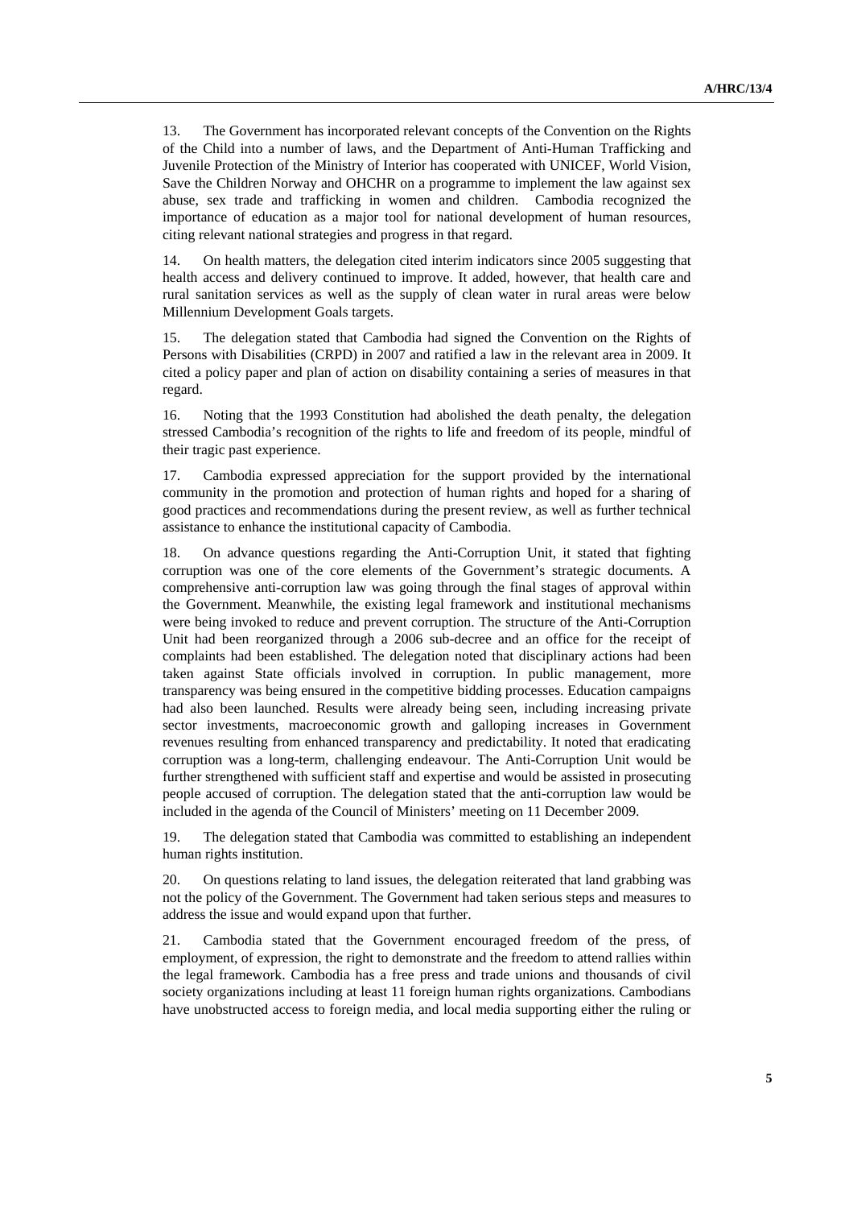13. The Government has incorporated relevant concepts of the Convention on the Rights of the Child into a number of laws, and the Department of Anti-Human Trafficking and Juvenile Protection of the Ministry of Interior has cooperated with UNICEF, World Vision, Save the Children Norway and OHCHR on a programme to implement the law against sex abuse, sex trade and trafficking in women and children. Cambodia recognized the importance of education as a major tool for national development of human resources, citing relevant national strategies and progress in that regard.

14. On health matters, the delegation cited interim indicators since 2005 suggesting that health access and delivery continued to improve. It added, however, that health care and rural sanitation services as well as the supply of clean water in rural areas were below Millennium Development Goals targets.

15. The delegation stated that Cambodia had signed the Convention on the Rights of Persons with Disabilities (CRPD) in 2007 and ratified a law in the relevant area in 2009. It cited a policy paper and plan of action on disability containing a series of measures in that regard.

16. Noting that the 1993 Constitution had abolished the death penalty, the delegation stressed Cambodia's recognition of the rights to life and freedom of its people, mindful of their tragic past experience.

17. Cambodia expressed appreciation for the support provided by the international community in the promotion and protection of human rights and hoped for a sharing of good practices and recommendations during the present review, as well as further technical assistance to enhance the institutional capacity of Cambodia.

18. On advance questions regarding the Anti-Corruption Unit, it stated that fighting corruption was one of the core elements of the Government's strategic documents. A comprehensive anti-corruption law was going through the final stages of approval within the Government. Meanwhile, the existing legal framework and institutional mechanisms were being invoked to reduce and prevent corruption. The structure of the Anti-Corruption Unit had been reorganized through a 2006 sub-decree and an office for the receipt of complaints had been established. The delegation noted that disciplinary actions had been taken against State officials involved in corruption. In public management, more transparency was being ensured in the competitive bidding processes. Education campaigns had also been launched. Results were already being seen, including increasing private sector investments, macroeconomic growth and galloping increases in Government revenues resulting from enhanced transparency and predictability. It noted that eradicating corruption was a long-term, challenging endeavour. The Anti-Corruption Unit would be further strengthened with sufficient staff and expertise and would be assisted in prosecuting people accused of corruption. The delegation stated that the anti-corruption law would be included in the agenda of the Council of Ministers' meeting on 11 December 2009.

19. The delegation stated that Cambodia was committed to establishing an independent human rights institution.

20. On questions relating to land issues, the delegation reiterated that land grabbing was not the policy of the Government. The Government had taken serious steps and measures to address the issue and would expand upon that further.

21. Cambodia stated that the Government encouraged freedom of the press, of employment, of expression, the right to demonstrate and the freedom to attend rallies within the legal framework. Cambodia has a free press and trade unions and thousands of civil society organizations including at least 11 foreign human rights organizations. Cambodians have unobstructed access to foreign media, and local media supporting either the ruling or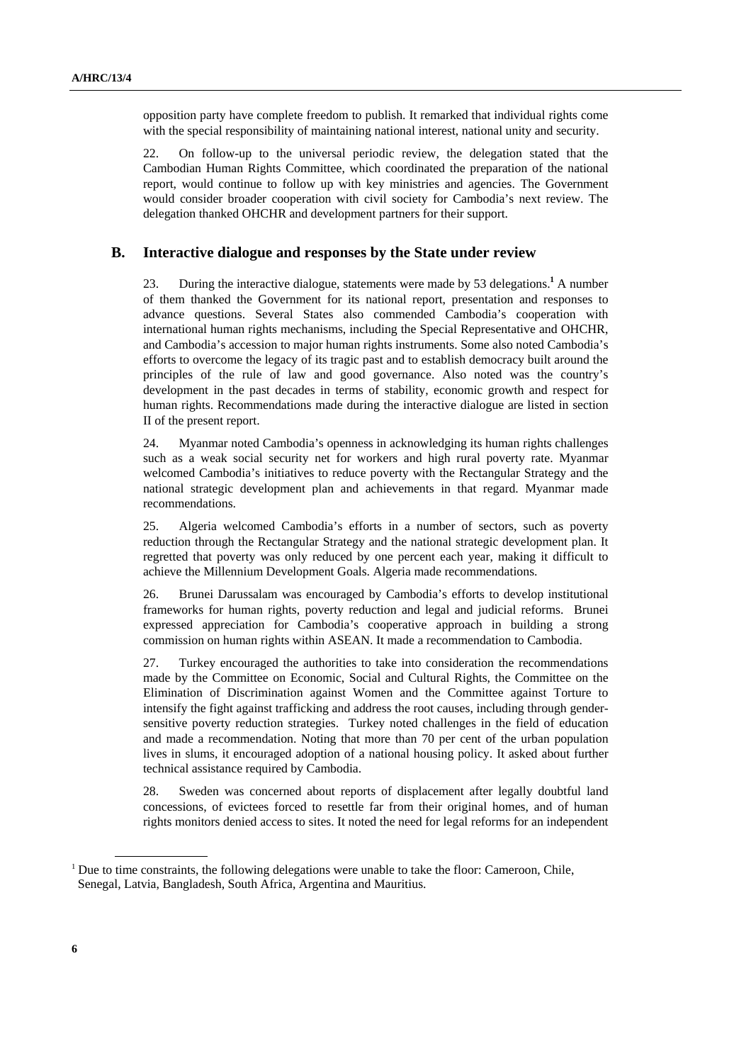opposition party have complete freedom to publish. It remarked that individual rights come with the special responsibility of maintaining national interest, national unity and security.

22. On follow-up to the universal periodic review, the delegation stated that the Cambodian Human Rights Committee, which coordinated the preparation of the national report, would continue to follow up with key ministries and agencies. The Government would consider broader cooperation with civil society for Cambodia's next review. The delegation thanked OHCHR and development partners for their support.

## B. Interactive dialogue and responses by the State under review

23. During the interactive dialogue, statements were made by 53 delegations.[1] A number of them thanked the Government for its national report, presentation and responses to advance questions. Several States also commended Cambodia's cooperation with international human rights mechanisms, including the Special Representative and OHCHR, and Cambodia's accession to major human rights instruments. Some also noted Cambodia's efforts to overcome the legacy of its tragic past and to establish democracy built around the principles of the rule of law and good governance. Also noted was the country's development in the past decades in terms of stability, economic growth and respect for human rights. Recommendations made during the interactive dialogue are listed in section II of the present report.

24. Myanmar noted Cambodia's openness in acknowledging its human rights challenges such as a weak social security net for workers and high rural poverty rate. Myanmar welcomed Cambodia's initiatives to reduce poverty with the Rectangular Strategy and the national strategic development plan and achievements in that regard. Myanmar made recommendations.

25. Algeria welcomed Cambodia's efforts in a number of sectors, such as poverty reduction through the Rectangular Strategy and the national strategic development plan. It regretted that poverty was only reduced by one percent each year, making it difficult to achieve the Millennium Development Goals. Algeria made recommendations.

26. Brunei Darussalam was encouraged by Cambodia's efforts to develop institutional frameworks for human rights, poverty reduction and legal and judicial reforms. Brunei expressed appreciation for Cambodia's cooperative approach in building a strong commission on human rights within ASEAN. It made a recommendation to Cambodia.

27. Turkey encouraged the authorities to take into consideration the recommendations made by the Committee on Economic, Social and Cultural Rights, the Committee on the Elimination of Discrimination against Women and the Committee against Torture to intensify the fight against trafficking and address the root causes, including through gender-sensitive poverty reduction strategies. Turkey noted challenges in the field of education and made a recommendation. Noting that more than 70 per cent of the urban population lives in slums, it encouraged adoption of a national housing policy. It asked about further technical assistance required by Cambodia.

28. Sweden was concerned about reports of displacement after legally doubtful land concessions, of evictees forced to resettle far from their original homes, and of human rights monitors denied access to sites. It noted the need for legal reforms for an independent

[1] Due to time constraints, the following delegations were unable to take the floor: Cameroon, Chile, Senegal, Latvia, Bangladesh, South Africa, Argentina and Mauritius.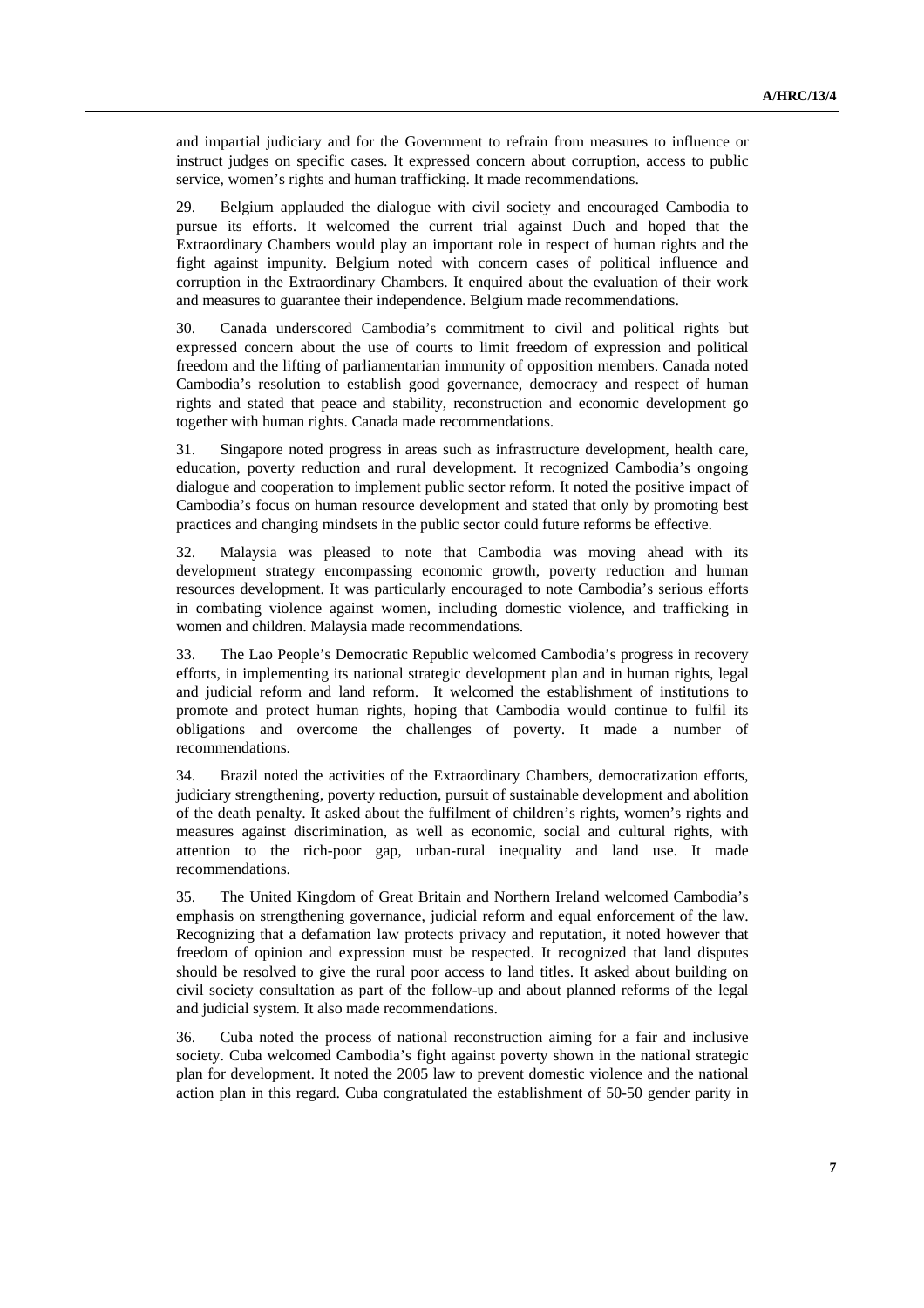and impartial judiciary and for the Government to refrain from measures to influence or instruct judges on specific cases. It expressed concern about corruption, access to public service, women's rights and human trafficking. It made recommendations.

29. Belgium applauded the dialogue with civil society and encouraged Cambodia to pursue its efforts. It welcomed the current trial against Duch and hoped that the Extraordinary Chambers would play an important role in respect of human rights and the fight against impunity. Belgium noted with concern cases of political influence and corruption in the Extraordinary Chambers. It enquired about the evaluation of their work and measures to guarantee their independence. Belgium made recommendations.

30. Canada underscored Cambodia's commitment to civil and political rights but expressed concern about the use of courts to limit freedom of expression and political freedom and the lifting of parliamentarian immunity of opposition members. Canada noted Cambodia's resolution to establish good governance, democracy and respect of human rights and stated that peace and stability, reconstruction and economic development go together with human rights. Canada made recommendations.

31. Singapore noted progress in areas such as infrastructure development, health care, education, poverty reduction and rural development. It recognized Cambodia's ongoing dialogue and cooperation to implement public sector reform. It noted the positive impact of Cambodia's focus on human resource development and stated that only by promoting best practices and changing mindsets in the public sector could future reforms be effective.

32. Malaysia was pleased to note that Cambodia was moving ahead with its development strategy encompassing economic growth, poverty reduction and human resources development. It was particularly encouraged to note Cambodia's serious efforts in combating violence against women, including domestic violence, and trafficking in women and children. Malaysia made recommendations.

33. The Lao People's Democratic Republic welcomed Cambodia's progress in recovery efforts, in implementing its national strategic development plan and in human rights, legal and judicial reform and land reform. It welcomed the establishment of institutions to promote and protect human rights, hoping that Cambodia would continue to fulfil its obligations and overcome the challenges of poverty. It made a number of recommendations.

34. Brazil noted the activities of the Extraordinary Chambers, democratization efforts, judiciary strengthening, poverty reduction, pursuit of sustainable development and abolition of the death penalty. It asked about the fulfilment of children's rights, women's rights and measures against discrimination, as well as economic, social and cultural rights, with attention to the rich-poor gap, urban-rural inequality and land use. It made recommendations.

35. The United Kingdom of Great Britain and Northern Ireland welcomed Cambodia's emphasis on strengthening governance, judicial reform and equal enforcement of the law. Recognizing that a defamation law protects privacy and reputation, it noted however that freedom of opinion and expression must be respected. It recognized that land disputes should be resolved to give the rural poor access to land titles. It asked about building on civil society consultation as part of the follow-up and about planned reforms of the legal and judicial system. It also made recommendations.

36. Cuba noted the process of national reconstruction aiming for a fair and inclusive society. Cuba welcomed Cambodia's fight against poverty shown in the national strategic plan for development. It noted the 2005 law to prevent domestic violence and the national action plan in this regard. Cuba congratulated the establishment of 50-50 gender parity in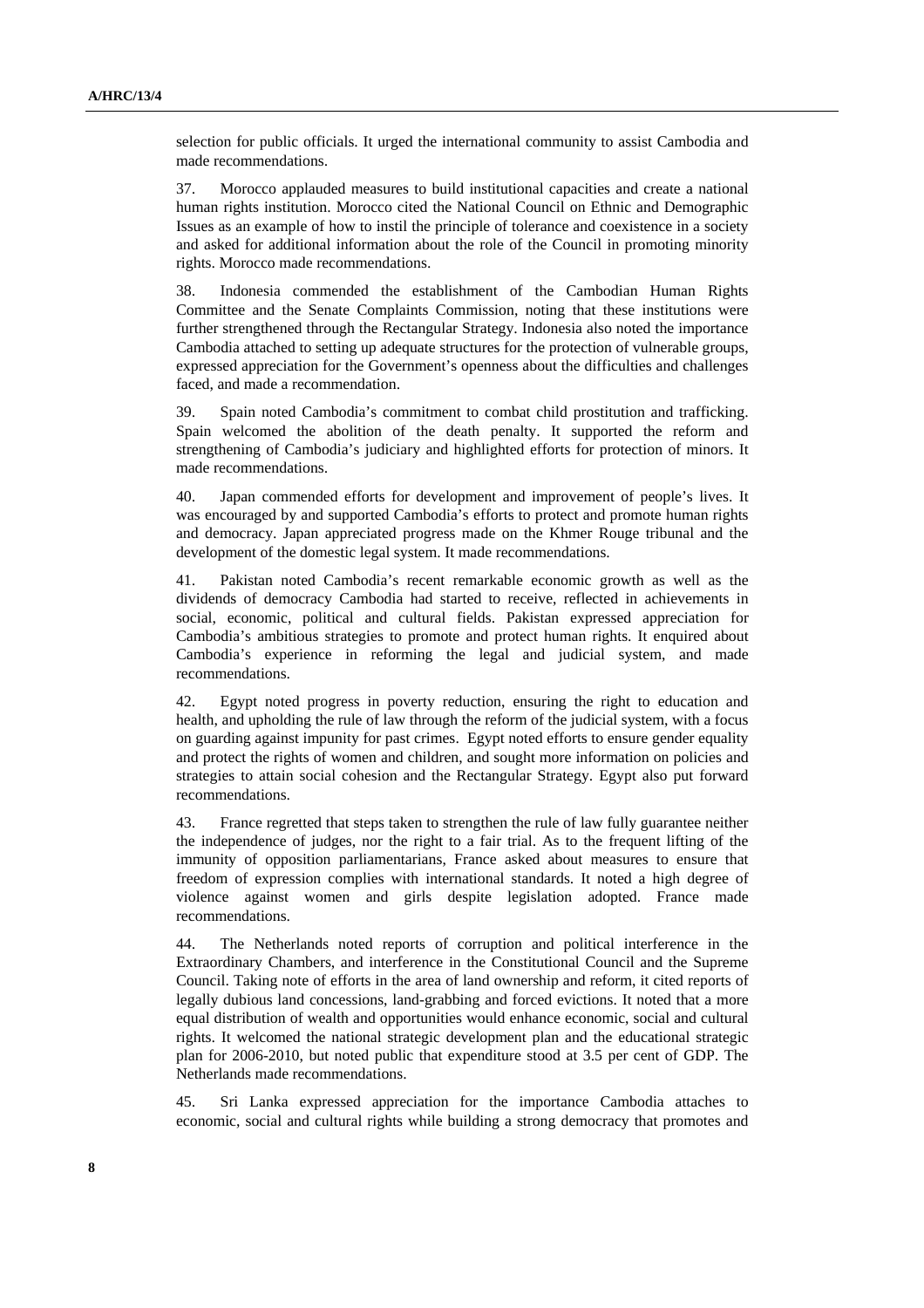selection for public officials. It urged the international community to assist Cambodia and made recommendations.

37. Morocco applauded measures to build institutional capacities and create a national human rights institution. Morocco cited the National Council on Ethnic and Demographic Issues as an example of how to instil the principle of tolerance and coexistence in a society and asked for additional information about the role of the Council in promoting minority rights. Morocco made recommendations.

38. Indonesia commended the establishment of the Cambodian Human Rights Committee and the Senate Complaints Commission, noting that these institutions were further strengthened through the Rectangular Strategy. Indonesia also noted the importance Cambodia attached to setting up adequate structures for the protection of vulnerable groups, expressed appreciation for the Government's openness about the difficulties and challenges faced, and made a recommendation.

39. Spain noted Cambodia's commitment to combat child prostitution and trafficking. Spain welcomed the abolition of the death penalty. It supported the reform and strengthening of Cambodia's judiciary and highlighted efforts for protection of minors. It made recommendations.

40. Japan commended efforts for development and improvement of people's lives. It was encouraged by and supported Cambodia's efforts to protect and promote human rights and democracy. Japan appreciated progress made on the Khmer Rouge tribunal and the development of the domestic legal system. It made recommendations.

41. Pakistan noted Cambodia's recent remarkable economic growth as well as the dividends of democracy Cambodia had started to receive, reflected in achievements in social, economic, political and cultural fields. Pakistan expressed appreciation for Cambodia's ambitious strategies to promote and protect human rights. It enquired about Cambodia's experience in reforming the legal and judicial system, and made recommendations.

42. Egypt noted progress in poverty reduction, ensuring the right to education and health, and upholding the rule of law through the reform of the judicial system, with a focus on guarding against impunity for past crimes. Egypt noted efforts to ensure gender equality and protect the rights of women and children, and sought more information on policies and strategies to attain social cohesion and the Rectangular Strategy. Egypt also put forward recommendations.

43. France regretted that steps taken to strengthen the rule of law fully guarantee neither the independence of judges, nor the right to a fair trial. As to the frequent lifting of the immunity of opposition parliamentarians, France asked about measures to ensure that freedom of expression complies with international standards. It noted a high degree of violence against women and girls despite legislation adopted. France made recommendations.

44. The Netherlands noted reports of corruption and political interference in the Extraordinary Chambers, and interference in the Constitutional Council and the Supreme Council. Taking note of efforts in the area of land ownership and reform, it cited reports of legally dubious land concessions, land-grabbing and forced evictions. It noted that a more equal distribution of wealth and opportunities would enhance economic, social and cultural rights. It welcomed the national strategic development plan and the educational strategic plan for 2006-2010, but noted public that expenditure stood at 3.5 per cent of GDP. The Netherlands made recommendations.

45. Sri Lanka expressed appreciation for the importance Cambodia attaches to economic, social and cultural rights while building a strong democracy that promotes and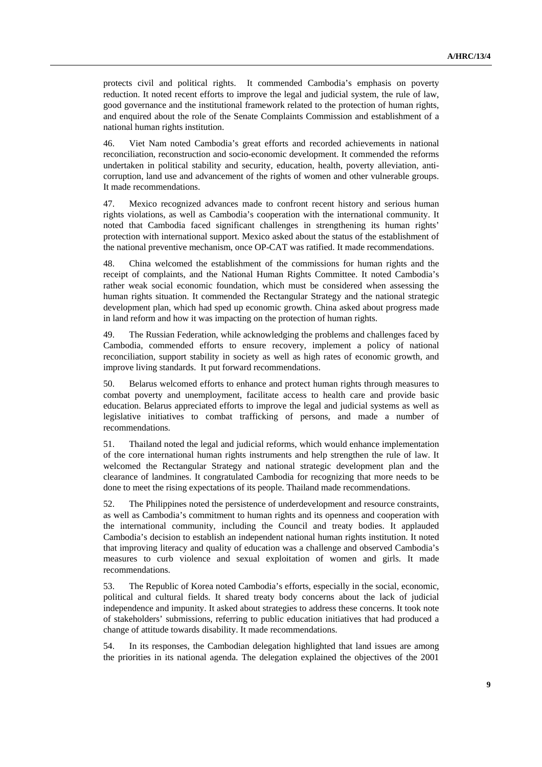protects civil and political rights. It commended Cambodia's emphasis on poverty reduction. It noted recent efforts to improve the legal and judicial system, the rule of law, good governance and the institutional framework related to the protection of human rights, and enquired about the role of the Senate Complaints Commission and establishment of a national human rights institution.

46. Viet Nam noted Cambodia's great efforts and recorded achievements in national reconciliation, reconstruction and socio-economic development. It commended the reforms undertaken in political stability and security, education, health, poverty alleviation, anti-corruption, land use and advancement of the rights of women and other vulnerable groups. It made recommendations.

47. Mexico recognized advances made to confront recent history and serious human rights violations, as well as Cambodia's cooperation with the international community. It noted that Cambodia faced significant challenges in strengthening its human rights' protection with international support. Mexico asked about the status of the establishment of the national preventive mechanism, once OP-CAT was ratified. It made recommendations.

48. China welcomed the establishment of the commissions for human rights and the receipt of complaints, and the National Human Rights Committee. It noted Cambodia's rather weak social economic foundation, which must be considered when assessing the human rights situation. It commended the Rectangular Strategy and the national strategic development plan, which had sped up economic growth. China asked about progress made in land reform and how it was impacting on the protection of human rights.

49. The Russian Federation, while acknowledging the problems and challenges faced by Cambodia, commended efforts to ensure recovery, implement a policy of national reconciliation, support stability in society as well as high rates of economic growth, and improve living standards. It put forward recommendations.

50. Belarus welcomed efforts to enhance and protect human rights through measures to combat poverty and unemployment, facilitate access to health care and provide basic education. Belarus appreciated efforts to improve the legal and judicial systems as well as legislative initiatives to combat trafficking of persons, and made a number of recommendations.

51. Thailand noted the legal and judicial reforms, which would enhance implementation of the core international human rights instruments and help strengthen the rule of law. It welcomed the Rectangular Strategy and national strategic development plan and the clearance of landmines. It congratulated Cambodia for recognizing that more needs to be done to meet the rising expectations of its people. Thailand made recommendations.

52. The Philippines noted the persistence of underdevelopment and resource constraints, as well as Cambodia's commitment to human rights and its openness and cooperation with the international community, including the Council and treaty bodies. It applauded Cambodia's decision to establish an independent national human rights institution. It noted that improving literacy and quality of education was a challenge and observed Cambodia's measures to curb violence and sexual exploitation of women and girls. It made recommendations.

53. The Republic of Korea noted Cambodia's efforts, especially in the social, economic, political and cultural fields. It shared treaty body concerns about the lack of judicial independence and impunity. It asked about strategies to address these concerns. It took note of stakeholders' submissions, referring to public education initiatives that had produced a change of attitude towards disability. It made recommendations.

54. In its responses, the Cambodian delegation highlighted that land issues are among the priorities in its national agenda. The delegation explained the objectives of the 2001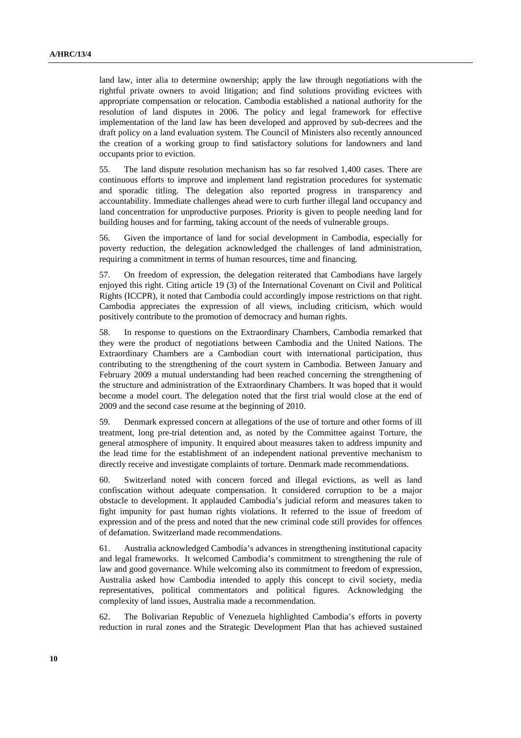land law, inter alia to determine ownership; apply the law through negotiations with the rightful private owners to avoid litigation; and find solutions providing evictees with appropriate compensation or relocation. Cambodia established a national authority for the resolution of land disputes in 2006. The policy and legal framework for effective implementation of the land law has been developed and approved by sub-decrees and the draft policy on a land evaluation system. The Council of Ministers also recently announced the creation of a working group to find satisfactory solutions for landowners and land occupants prior to eviction.

55. The land dispute resolution mechanism has so far resolved 1,400 cases. There are continuous efforts to improve and implement land registration procedures for systematic and sporadic titling. The delegation also reported progress in transparency and accountability. Immediate challenges ahead were to curb further illegal land occupancy and land concentration for unproductive purposes. Priority is given to people needing land for building houses and for farming, taking account of the needs of vulnerable groups.

56. Given the importance of land for social development in Cambodia, especially for poverty reduction, the delegation acknowledged the challenges of land administration, requiring a commitment in terms of human resources, time and financing.

57. On freedom of expression, the delegation reiterated that Cambodians have largely enjoyed this right. Citing article 19 (3) of the International Covenant on Civil and Political Rights (ICCPR), it noted that Cambodia could accordingly impose restrictions on that right. Cambodia appreciates the expression of all views, including criticism, which would positively contribute to the promotion of democracy and human rights.

58. In response to questions on the Extraordinary Chambers, Cambodia remarked that they were the product of negotiations between Cambodia and the United Nations. The Extraordinary Chambers are a Cambodian court with international participation, thus contributing to the strengthening of the court system in Cambodia. Between January and February 2009 a mutual understanding had been reached concerning the strengthening of the structure and administration of the Extraordinary Chambers. It was hoped that it would become a model court. The delegation noted that the first trial would close at the end of 2009 and the second case resume at the beginning of 2010.

59. Denmark expressed concern at allegations of the use of torture and other forms of ill treatment, long pre-trial detention and, as noted by the Committee against Torture, the general atmosphere of impunity. It enquired about measures taken to address impunity and the lead time for the establishment of an independent national preventive mechanism to directly receive and investigate complaints of torture. Denmark made recommendations.

60. Switzerland noted with concern forced and illegal evictions, as well as land confiscation without adequate compensation. It considered corruption to be a major obstacle to development. It applauded Cambodia's judicial reform and measures taken to fight impunity for past human rights violations. It referred to the issue of freedom of expression and of the press and noted that the new criminal code still provides for offences of defamation. Switzerland made recommendations.

61. Australia acknowledged Cambodia's advances in strengthening institutional capacity and legal frameworks. It welcomed Cambodia's commitment to strengthening the rule of law and good governance. While welcoming also its commitment to freedom of expression, Australia asked how Cambodia intended to apply this concept to civil society, media representatives, political commentators and political figures. Acknowledging the complexity of land issues, Australia made a recommendation.

62. The Bolivarian Republic of Venezuela highlighted Cambodia's efforts in poverty reduction in rural zones and the Strategic Development Plan that has achieved sustained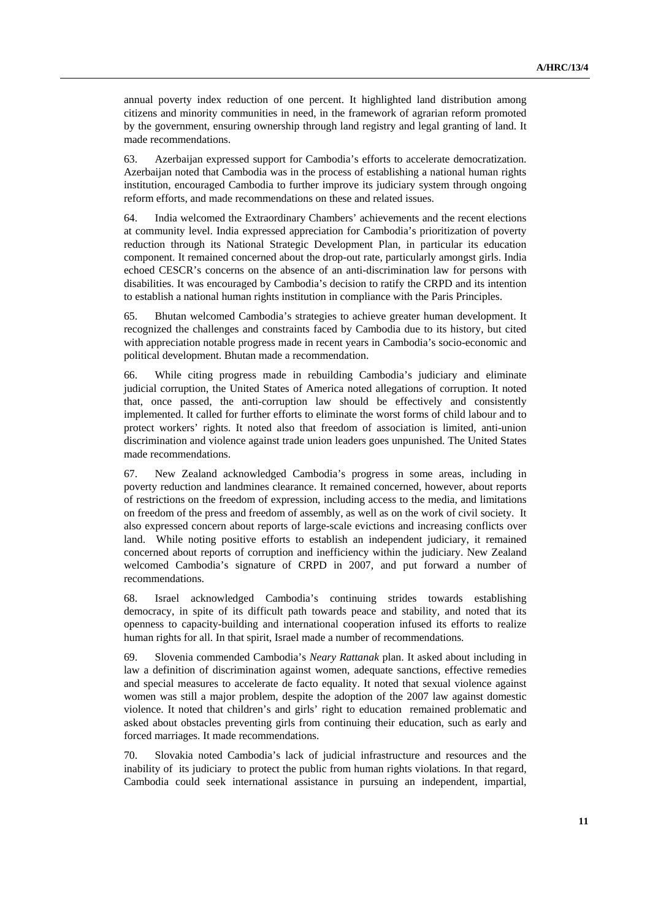annual poverty index reduction of one percent. It highlighted land distribution among citizens and minority communities in need, in the framework of agrarian reform promoted by the government, ensuring ownership through land registry and legal granting of land. It made recommendations.

63. Azerbaijan expressed support for Cambodia's efforts to accelerate democratization. Azerbaijan noted that Cambodia was in the process of establishing a national human rights institution, encouraged Cambodia to further improve its judiciary system through ongoing reform efforts, and made recommendations on these and related issues.

64. India welcomed the Extraordinary Chambers' achievements and the recent elections at community level. India expressed appreciation for Cambodia's prioritization of poverty reduction through its National Strategic Development Plan, in particular its education component. It remained concerned about the drop-out rate, particularly amongst girls. India echoed CESCR's concerns on the absence of an anti-discrimination law for persons with disabilities. It was encouraged by Cambodia's decision to ratify the CRPD and its intention to establish a national human rights institution in compliance with the Paris Principles.

65. Bhutan welcomed Cambodia's strategies to achieve greater human development. It recognized the challenges and constraints faced by Cambodia due to its history, but cited with appreciation notable progress made in recent years in Cambodia's socio-economic and political development. Bhutan made a recommendation.

66. While citing progress made in rebuilding Cambodia's judiciary and eliminate judicial corruption, the United States of America noted allegations of corruption. It noted that, once passed, the anti-corruption law should be effectively and consistently implemented. It called for further efforts to eliminate the worst forms of child labour and to protect workers' rights. It noted also that freedom of association is limited, anti-union discrimination and violence against trade union leaders goes unpunished. The United States made recommendations.

67. New Zealand acknowledged Cambodia's progress in some areas, including in poverty reduction and landmines clearance. It remained concerned, however, about reports of restrictions on the freedom of expression, including access to the media, and limitations on freedom of the press and freedom of assembly, as well as on the work of civil society. It also expressed concern about reports of large-scale evictions and increasing conflicts over land. While noting positive efforts to establish an independent judiciary, it remained concerned about reports of corruption and inefficiency within the judiciary. New Zealand welcomed Cambodia's signature of CRPD in 2007, and put forward a number of recommendations.

68. Israel acknowledged Cambodia's continuing strides towards establishing democracy, in spite of its difficult path towards peace and stability, and noted that its openness to capacity-building and international cooperation infused its efforts to realize human rights for all. In that spirit, Israel made a number of recommendations.

69. Slovenia commended Cambodia's *Neary Rattanak* plan. It asked about including in law a definition of discrimination against women, adequate sanctions, effective remedies and special measures to accelerate de facto equality. It noted that sexual violence against women was still a major problem, despite the adoption of the 2007 law against domestic violence. It noted that children's and girls' right to education remained problematic and asked about obstacles preventing girls from continuing their education, such as early and forced marriages. It made recommendations.

70. Slovakia noted Cambodia's lack of judicial infrastructure and resources and the inability of its judiciary to protect the public from human rights violations. In that regard, Cambodia could seek international assistance in pursuing an independent, impartial,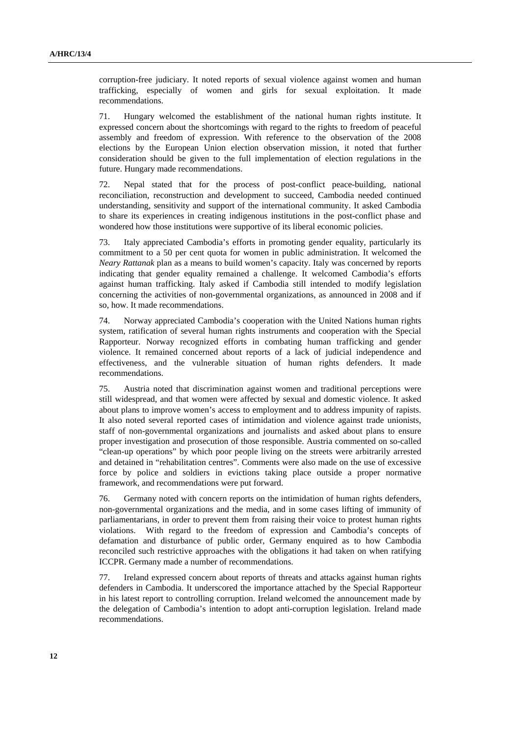corruption-free judiciary. It noted reports of sexual violence against women and human trafficking, especially of women and girls for sexual exploitation. It made recommendations.

71. Hungary welcomed the establishment of the national human rights institute. It expressed concern about the shortcomings with regard to the rights to freedom of peaceful assembly and freedom of expression. With reference to the observation of the 2008 elections by the European Union election observation mission, it noted that further consideration should be given to the full implementation of election regulations in the future. Hungary made recommendations.

72. Nepal stated that for the process of post-conflict peace-building, national reconciliation, reconstruction and development to succeed, Cambodia needed continued understanding, sensitivity and support of the international community. It asked Cambodia to share its experiences in creating indigenous institutions in the post-conflict phase and wondered how those institutions were supportive of its liberal economic policies.

73. Italy appreciated Cambodia's efforts in promoting gender equality, particularly its commitment to a 50 per cent quota for women in public administration. It welcomed the *Neary Rattanak* plan as a means to build women's capacity. Italy was concerned by reports indicating that gender equality remained a challenge. It welcomed Cambodia's efforts against human trafficking. Italy asked if Cambodia still intended to modify legislation concerning the activities of non-governmental organizations, as announced in 2008 and if so, how. It made recommendations.

74. Norway appreciated Cambodia's cooperation with the United Nations human rights system, ratification of several human rights instruments and cooperation with the Special Rapporteur. Norway recognized efforts in combating human trafficking and gender violence. It remained concerned about reports of a lack of judicial independence and effectiveness, and the vulnerable situation of human rights defenders. It made recommendations.

75. Austria noted that discrimination against women and traditional perceptions were still widespread, and that women were affected by sexual and domestic violence. It asked about plans to improve women's access to employment and to address impunity of rapists. It also noted several reported cases of intimidation and violence against trade unionists, staff of non-governmental organizations and journalists and asked about plans to ensure proper investigation and prosecution of those responsible. Austria commented on so-called "clean-up operations" by which poor people living on the streets were arbitrarily arrested and detained in "rehabilitation centres". Comments were also made on the use of excessive force by police and soldiers in evictions taking place outside a proper normative framework, and recommendations were put forward.

76. Germany noted with concern reports on the intimidation of human rights defenders, non-governmental organizations and the media, and in some cases lifting of immunity of parliamentarians, in order to prevent them from raising their voice to protest human rights violations. With regard to the freedom of expression and Cambodia's concepts of defamation and disturbance of public order, Germany enquired as to how Cambodia reconciled such restrictive approaches with the obligations it had taken on when ratifying ICCPR. Germany made a number of recommendations.

77. Ireland expressed concern about reports of threats and attacks against human rights defenders in Cambodia. It underscored the importance attached by the Special Rapporteur in his latest report to controlling corruption. Ireland welcomed the announcement made by the delegation of Cambodia's intention to adopt anti-corruption legislation. Ireland made recommendations.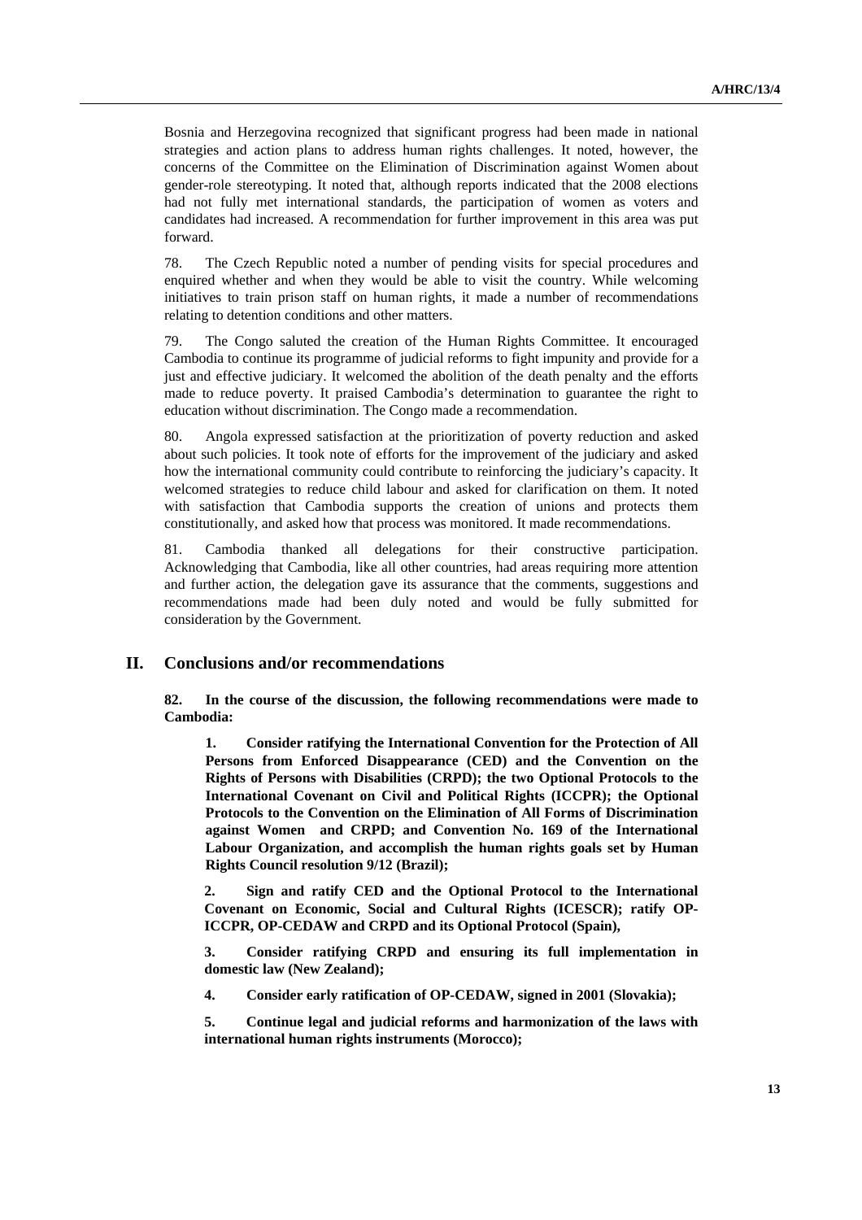Bosnia and Herzegovina recognized that significant progress had been made in national strategies and action plans to address human rights challenges. It noted, however, the concerns of the Committee on the Elimination of Discrimination against Women about gender-role stereotyping. It noted that, although reports indicated that the 2008 elections had not fully met international standards, the participation of women as voters and candidates had increased. A recommendation for further improvement in this area was put forward.

78. The Czech Republic noted a number of pending visits for special procedures and enquired whether and when they would be able to visit the country. While welcoming initiatives to train prison staff on human rights, it made a number of recommendations relating to detention conditions and other matters.

79. The Congo saluted the creation of the Human Rights Committee. It encouraged Cambodia to continue its programme of judicial reforms to fight impunity and provide for a just and effective judiciary. It welcomed the abolition of the death penalty and the efforts made to reduce poverty. It praised Cambodia's determination to guarantee the right to education without discrimination. The Congo made a recommendation.

80. Angola expressed satisfaction at the prioritization of poverty reduction and asked about such policies. It took note of efforts for the improvement of the judiciary and asked how the international community could contribute to reinforcing the judiciary's capacity. It welcomed strategies to reduce child labour and asked for clarification on them. It noted with satisfaction that Cambodia supports the creation of unions and protects them constitutionally, and asked how that process was monitored. It made recommendations.

81. Cambodia thanked all delegations for their constructive participation. Acknowledging that Cambodia, like all other countries, had areas requiring more attention and further action, the delegation gave its assurance that the comments, suggestions and recommendations made had been duly noted and would be fully submitted for consideration by the Government.

## II. Conclusions and/or recommendations

**82. In the course of the discussion, the following recommendations were made to Cambodia:**

**1. Consider ratifying the International Convention for the Protection of All Persons from Enforced Disappearance (CED) and the Convention on the Rights of Persons with Disabilities (CRPD); the two Optional Protocols to the International Covenant on Civil and Political Rights (ICCPR); the Optional Protocols to the Convention on the Elimination of All Forms of Discrimination against Women and CRPD; and Convention No. 169 of the International Labour Organization, and accomplish the human rights goals set by Human Rights Council resolution 9/12 (Brazil);**

**2. Sign and ratify CED and the Optional Protocol to the International Covenant on Economic, Social and Cultural Rights (ICESCR); ratify OP-ICCPR, OP-CEDAW and CRPD and its Optional Protocol (Spain),**

**3. Consider ratifying CRPD and ensuring its full implementation in domestic law (New Zealand);**

**4. Consider early ratification of OP-CEDAW, signed in 2001 (Slovakia);**

**5. Continue legal and judicial reforms and harmonization of the laws with international human rights instruments (Morocco);**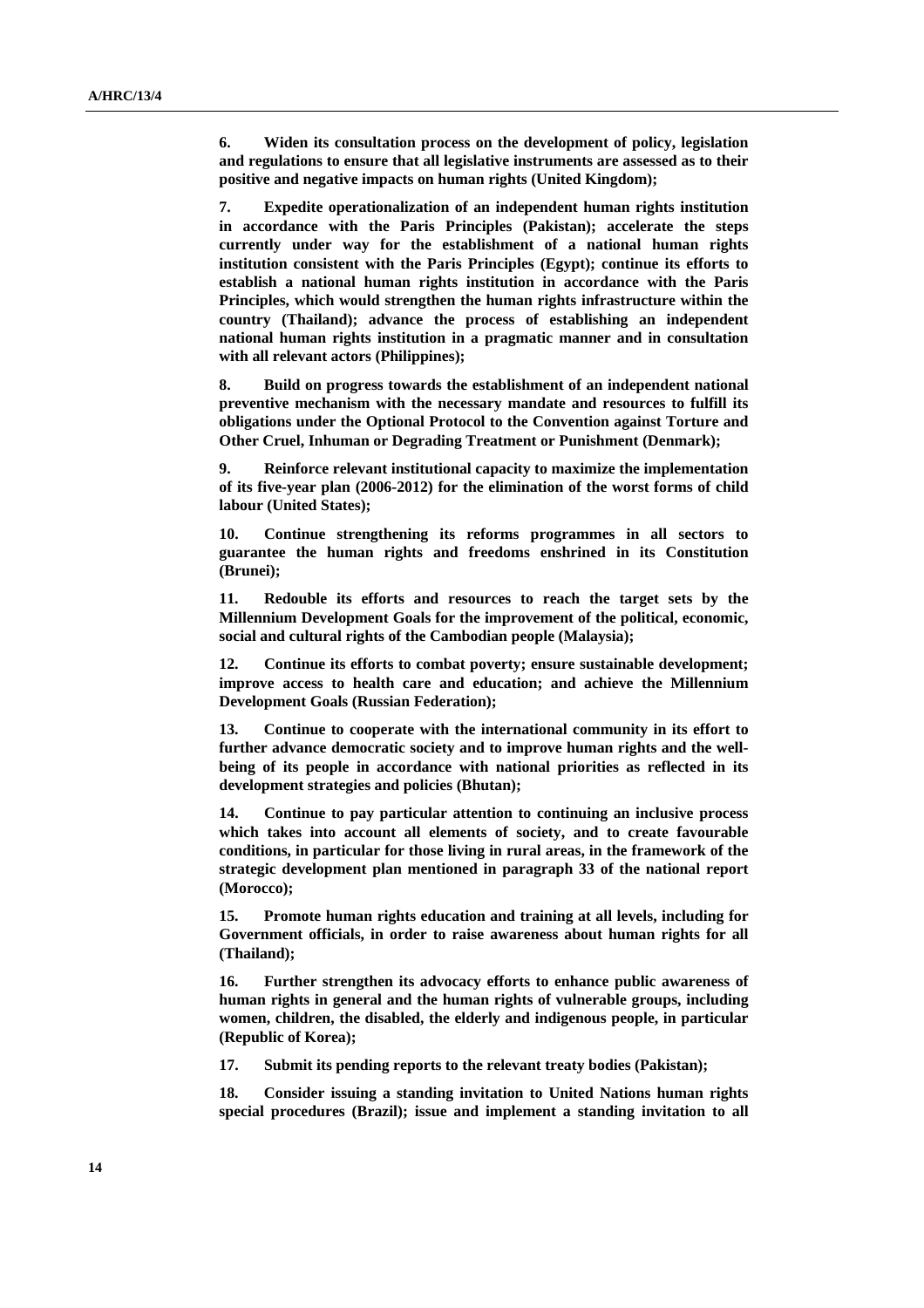**6. Widen its consultation process on the development of policy, legislation and regulations to ensure that all legislative instruments are assessed as to their positive and negative impacts on human rights (United Kingdom);**

**7. Expedite operationalization of an independent human rights institution in accordance with the Paris Principles (Pakistan); accelerate the steps currently under way for the establishment of a national human rights institution consistent with the Paris Principles (Egypt); continue its efforts to establish a national human rights institution in accordance with the Paris Principles, which would strengthen the human rights infrastructure within the country (Thailand); advance the process of establishing an independent national human rights institution in a pragmatic manner and in consultation with all relevant actors (Philippines);**

**8. Build on progress towards the establishment of an independent national preventive mechanism with the necessary mandate and resources to fulfill its obligations under the Optional Protocol to the Convention against Torture and Other Cruel, Inhuman or Degrading Treatment or Punishment (Denmark);**

**9. Reinforce relevant institutional capacity to maximize the implementation of its five-year plan (2006-2012) for the elimination of the worst forms of child labour (United States);**

**10. Continue strengthening its reforms programmes in all sectors to guarantee the human rights and freedoms enshrined in its Constitution (Brunei);**

**11. Redouble its efforts and resources to reach the target sets by the Millennium Development Goals for the improvement of the political, economic, social and cultural rights of the Cambodian people (Malaysia);**

**12. Continue its efforts to combat poverty; ensure sustainable development; improve access to health care and education; and achieve the Millennium Development Goals (Russian Federation);**

**13. Continue to cooperate with the international community in its effort to further advance democratic society and to improve human rights and the well-being of its people in accordance with national priorities as reflected in its development strategies and policies (Bhutan);**

**14. Continue to pay particular attention to continuing an inclusive process which takes into account all elements of society, and to create favourable conditions, in particular for those living in rural areas, in the framework of the strategic development plan mentioned in paragraph 33 of the national report (Morocco);**

**15. Promote human rights education and training at all levels, including for Government officials, in order to raise awareness about human rights for all (Thailand);**

**16. Further strengthen its advocacy efforts to enhance public awareness of human rights in general and the human rights of vulnerable groups, including women, children, the disabled, the elderly and indigenous people, in particular (Republic of Korea);**

**17. Submit its pending reports to the relevant treaty bodies (Pakistan);**

**18. Consider issuing a standing invitation to United Nations human rights special procedures (Brazil); issue and implement a standing invitation to all**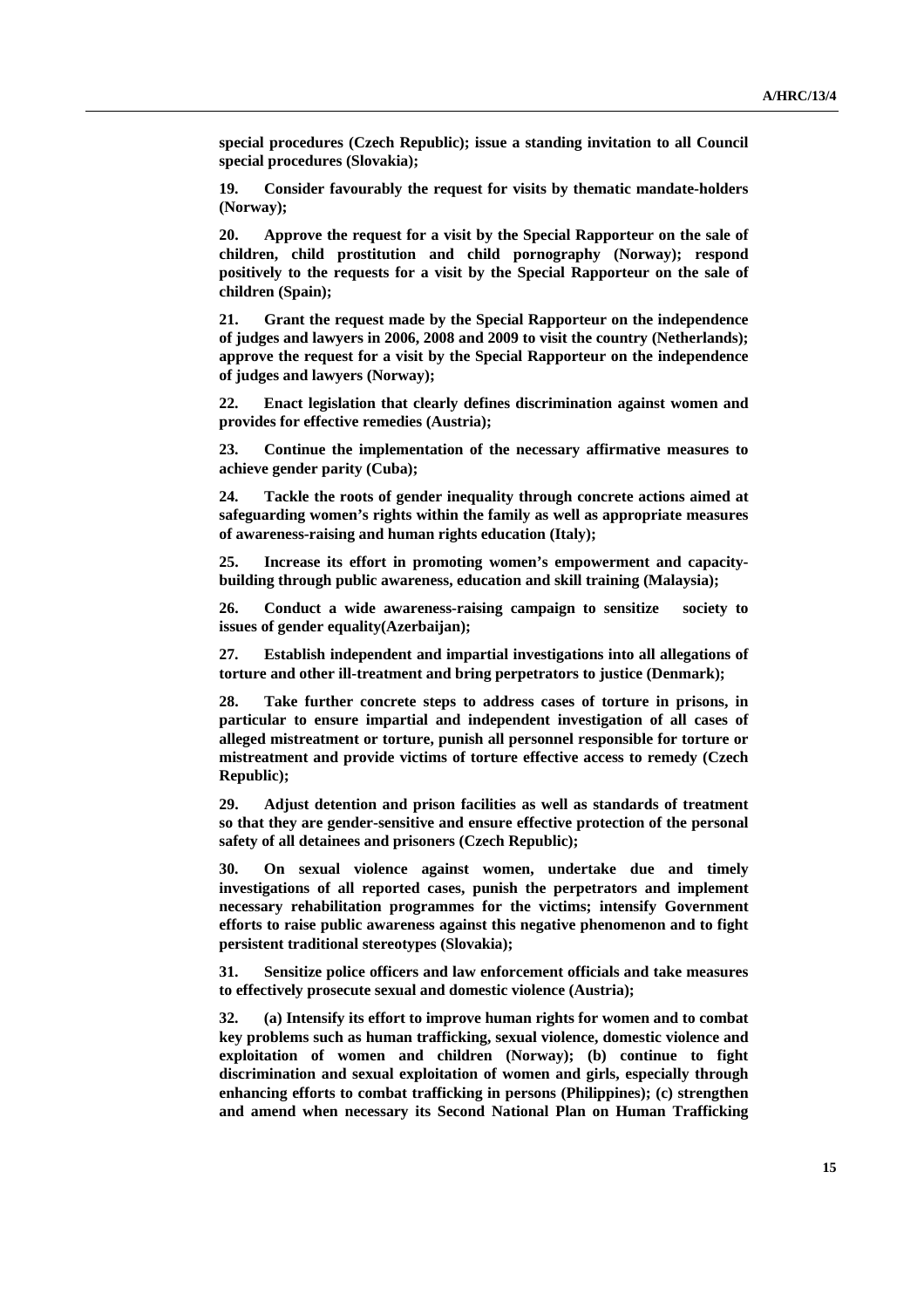**special procedures (Czech Republic); issue a standing invitation to all Council special procedures (Slovakia);**

**19. Consider favourably the request for visits by thematic mandate-holders (Norway);**

**20. Approve the request for a visit by the Special Rapporteur on the sale of children, child prostitution and child pornography (Norway); respond positively to the requests for a visit by the Special Rapporteur on the sale of children (Spain);**

**21. Grant the request made by the Special Rapporteur on the independence of judges and lawyers in 2006, 2008 and 2009 to visit the country (Netherlands); approve the request for a visit by the Special Rapporteur on the independence of judges and lawyers (Norway);**

**22. Enact legislation that clearly defines discrimination against women and provides for effective remedies (Austria);**

**23. Continue the implementation of the necessary affirmative measures to achieve gender parity (Cuba);**

**24. Tackle the roots of gender inequality through concrete actions aimed at safeguarding women's rights within the family as well as appropriate measures of awareness-raising and human rights education (Italy);**

**25. Increase its effort in promoting women's empowerment and capacity-building through public awareness, education and skill training (Malaysia);**

**26. Conduct a wide awareness-raising campaign to sensitize society to issues of gender equality(Azerbaijan);**

**27. Establish independent and impartial investigations into all allegations of torture and other ill-treatment and bring perpetrators to justice (Denmark);**

**28. Take further concrete steps to address cases of torture in prisons, in particular to ensure impartial and independent investigation of all cases of alleged mistreatment or torture, punish all personnel responsible for torture or mistreatment and provide victims of torture effective access to remedy (Czech Republic);**

**29. Adjust detention and prison facilities as well as standards of treatment so that they are gender-sensitive and ensure effective protection of the personal safety of all detainees and prisoners (Czech Republic);**

**30. On sexual violence against women, undertake due and timely investigations of all reported cases, punish the perpetrators and implement necessary rehabilitation programmes for the victims; intensify Government efforts to raise public awareness against this negative phenomenon and to fight persistent traditional stereotypes (Slovakia);**

**31. Sensitize police officers and law enforcement officials and take measures to effectively prosecute sexual and domestic violence (Austria);**

**32. (a) Intensify its effort to improve human rights for women and to combat key problems such as human trafficking, sexual violence, domestic violence and exploitation of women and children (Norway); (b) continue to fight discrimination and sexual exploitation of women and girls, especially through enhancing efforts to combat trafficking in persons (Philippines); (c) strengthen and amend when necessary its Second National Plan on Human Trafficking**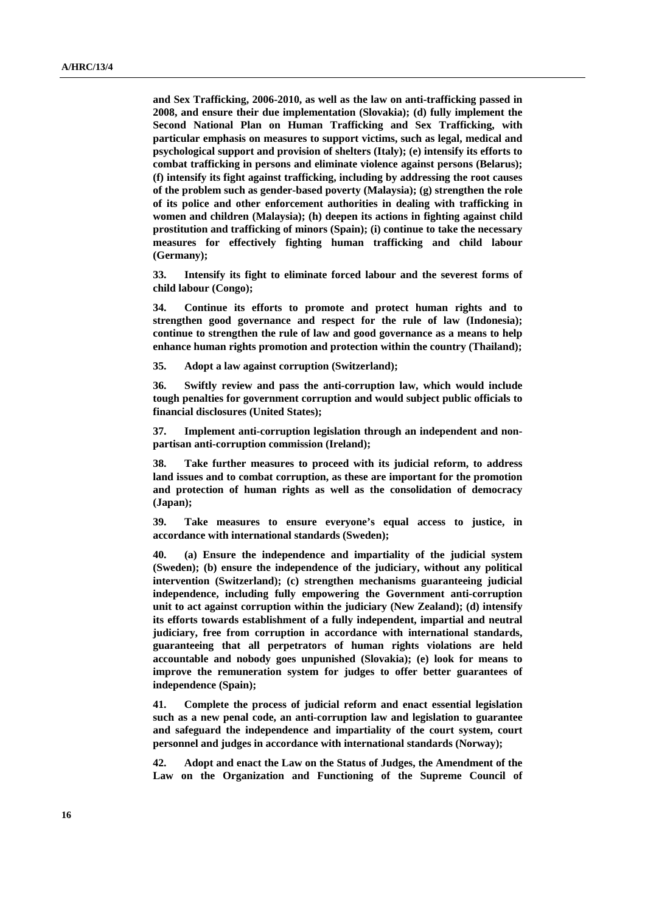**and Sex Trafficking, 2006-2010, as well as the law on anti-trafficking passed in 2008, and ensure their due implementation (Slovakia); (d) fully implement the Second National Plan on Human Trafficking and Sex Trafficking, with particular emphasis on measures to support victims, such as legal, medical and psychological support and provision of shelters (Italy); (e) intensify its efforts to combat trafficking in persons and eliminate violence against persons (Belarus); (f) intensify its fight against trafficking, including by addressing the root causes of the problem such as gender-based poverty (Malaysia); (g) strengthen the role of its police and other enforcement authorities in dealing with trafficking in women and children (Malaysia); (h) deepen its actions in fighting against child prostitution and trafficking of minors (Spain); (i) continue to take the necessary measures for effectively fighting human trafficking and child labour (Germany);**

**33. Intensify its fight to eliminate forced labour and the severest forms of child labour (Congo);**

**34. Continue its efforts to promote and protect human rights and to strengthen good governance and respect for the rule of law (Indonesia); continue to strengthen the rule of law and good governance as a means to help enhance human rights promotion and protection within the country (Thailand);**

**35. Adopt a law against corruption (Switzerland);**

**36. Swiftly review and pass the anti-corruption law, which would include tough penalties for government corruption and would subject public officials to financial disclosures (United States);**

**37. Implement anti-corruption legislation through an independent and non-partisan anti-corruption commission (Ireland);**

**38. Take further measures to proceed with its judicial reform, to address land issues and to combat corruption, as these are important for the promotion and protection of human rights as well as the consolidation of democracy (Japan);**

**39. Take measures to ensure everyone's equal access to justice, in accordance with international standards (Sweden);**

**40. (a) Ensure the independence and impartiality of the judicial system (Sweden); (b) ensure the independence of the judiciary, without any political intervention (Switzerland); (c) strengthen mechanisms guaranteeing judicial independence, including fully empowering the Government anti-corruption unit to act against corruption within the judiciary (New Zealand); (d) intensify its efforts towards establishment of a fully independent, impartial and neutral judiciary, free from corruption in accordance with international standards, guaranteeing that all perpetrators of human rights violations are held accountable and nobody goes unpunished (Slovakia); (e) look for means to improve the remuneration system for judges to offer better guarantees of independence (Spain);**

**41. Complete the process of judicial reform and enact essential legislation such as a new penal code, an anti-corruption law and legislation to guarantee and safeguard the independence and impartiality of the court system, court personnel and judges in accordance with international standards (Norway);**

**42. Adopt and enact the Law on the Status of Judges, the Amendment of the Law on the Organization and Functioning of the Supreme Council of**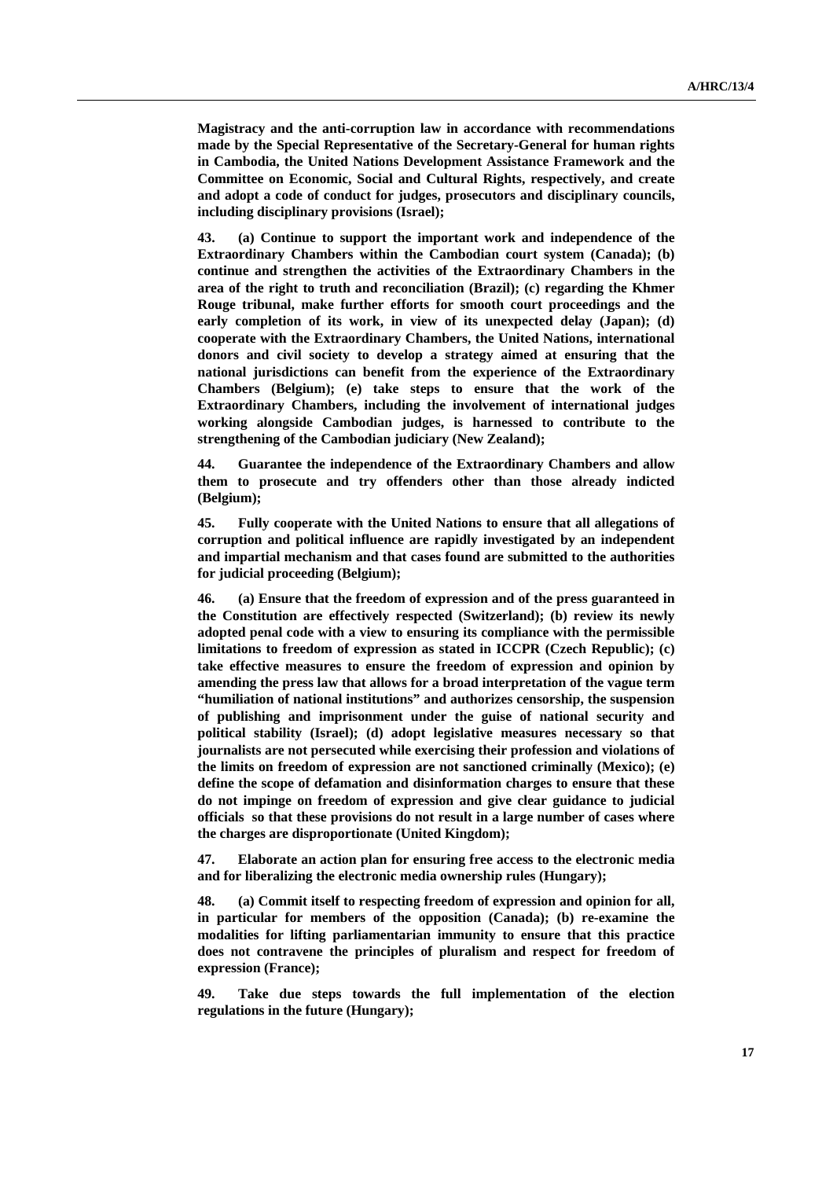**Magistracy and the anti-corruption law in accordance with recommendations made by the Special Representative of the Secretary-General for human rights in Cambodia, the United Nations Development Assistance Framework and the Committee on Economic, Social and Cultural Rights, respectively, and create and adopt a code of conduct for judges, prosecutors and disciplinary councils, including disciplinary provisions (Israel);**

**43. (a) Continue to support the important work and independence of the Extraordinary Chambers within the Cambodian court system (Canada); (b) continue and strengthen the activities of the Extraordinary Chambers in the area of the right to truth and reconciliation (Brazil); (c) regarding the Khmer Rouge tribunal, make further efforts for smooth court proceedings and the early completion of its work, in view of its unexpected delay (Japan); (d) cooperate with the Extraordinary Chambers, the United Nations, international donors and civil society to develop a strategy aimed at ensuring that the national jurisdictions can benefit from the experience of the Extraordinary Chambers (Belgium); (e) take steps to ensure that the work of the Extraordinary Chambers, including the involvement of international judges working alongside Cambodian judges, is harnessed to contribute to the strengthening of the Cambodian judiciary (New Zealand);**

**44. Guarantee the independence of the Extraordinary Chambers and allow them to prosecute and try offenders other than those already indicted (Belgium);**

**45. Fully cooperate with the United Nations to ensure that all allegations of corruption and political influence are rapidly investigated by an independent and impartial mechanism and that cases found are submitted to the authorities for judicial proceeding (Belgium);**

**46. (a) Ensure that the freedom of expression and of the press guaranteed in the Constitution are effectively respected (Switzerland); (b) review its newly adopted penal code with a view to ensuring its compliance with the permissible limitations to freedom of expression as stated in ICCPR (Czech Republic); (c) take effective measures to ensure the freedom of expression and opinion by amending the press law that allows for a broad interpretation of the vague term "humiliation of national institutions" and authorizes censorship, the suspension of publishing and imprisonment under the guise of national security and political stability (Israel); (d) adopt legislative measures necessary so that journalists are not persecuted while exercising their profession and violations of the limits on freedom of expression are not sanctioned criminally (Mexico); (e) define the scope of defamation and disinformation charges to ensure that these do not impinge on freedom of expression and give clear guidance to judicial officials so that these provisions do not result in a large number of cases where the charges are disproportionate (United Kingdom);**

**47. Elaborate an action plan for ensuring free access to the electronic media and for liberalizing the electronic media ownership rules (Hungary);**

**48. (a) Commit itself to respecting freedom of expression and opinion for all, in particular for members of the opposition (Canada); (b) re-examine the modalities for lifting parliamentarian immunity to ensure that this practice does not contravene the principles of pluralism and respect for freedom of expression (France);**

**49. Take due steps towards the full implementation of the election regulations in the future (Hungary);**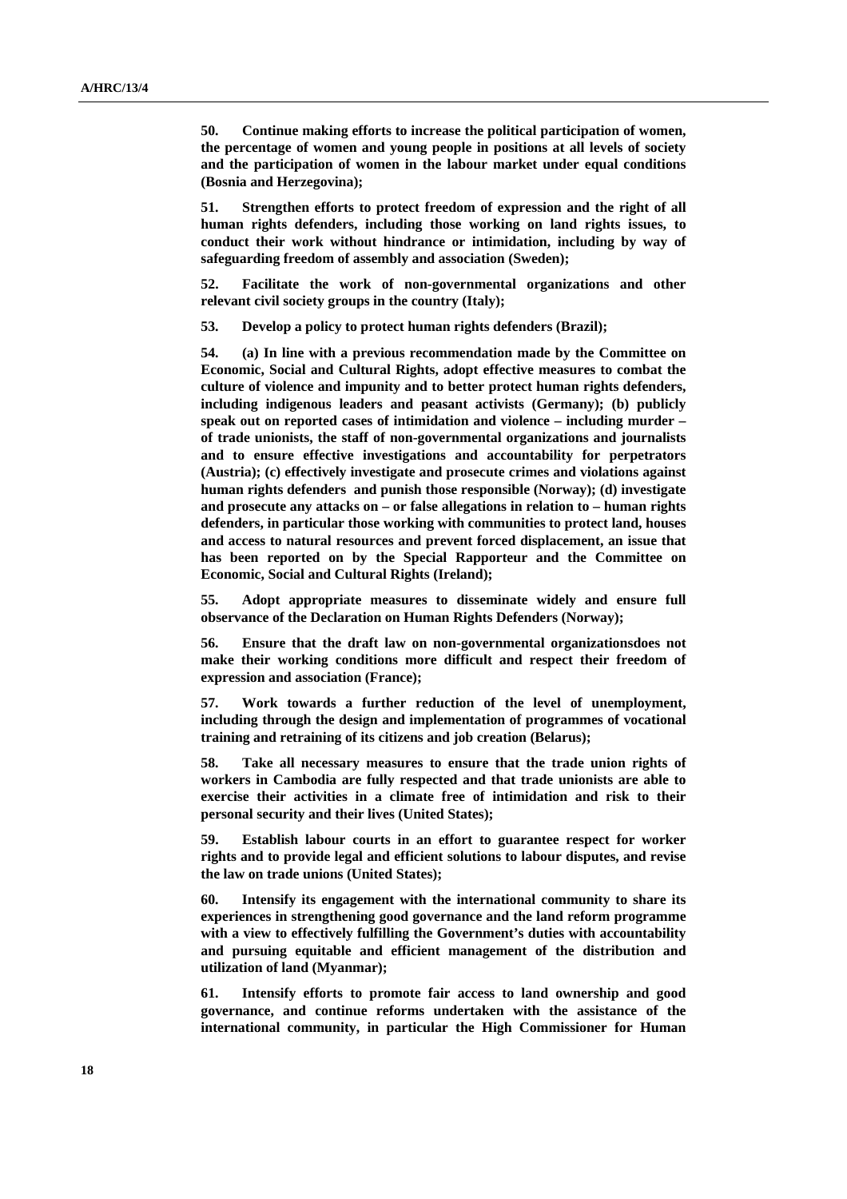**50. Continue making efforts to increase the political participation of women, the percentage of women and young people in positions at all levels of society and the participation of women in the labour market under equal conditions (Bosnia and Herzegovina);**

**51. Strengthen efforts to protect freedom of expression and the right of all human rights defenders, including those working on land rights issues, to conduct their work without hindrance or intimidation, including by way of safeguarding freedom of assembly and association (Sweden);**

**52. Facilitate the work of non-governmental organizations and other relevant civil society groups in the country (Italy);**

**53. Develop a policy to protect human rights defenders (Brazil);**

**54. (a) In line with a previous recommendation made by the Committee on Economic, Social and Cultural Rights, adopt effective measures to combat the culture of violence and impunity and to better protect human rights defenders, including indigenous leaders and peasant activists (Germany); (b) publicly speak out on reported cases of intimidation and violence – including murder – of trade unionists, the staff of non-governmental organizations and journalists and to ensure effective investigations and accountability for perpetrators (Austria); (c) effectively investigate and prosecute crimes and violations against human rights defenders and punish those responsible (Norway); (d) investigate and prosecute any attacks on – or false allegations in relation to – human rights defenders, in particular those working with communities to protect land, houses and access to natural resources and prevent forced displacement, an issue that has been reported on by the Special Rapporteur and the Committee on Economic, Social and Cultural Rights (Ireland);**

**55. Adopt appropriate measures to disseminate widely and ensure full observance of the Declaration on Human Rights Defenders (Norway);**

**56. Ensure that the draft law on non-governmental organizationsdoes not make their working conditions more difficult and respect their freedom of expression and association (France);**

**57. Work towards a further reduction of the level of unemployment, including through the design and implementation of programmes of vocational training and retraining of its citizens and job creation (Belarus);**

**58. Take all necessary measures to ensure that the trade union rights of workers in Cambodia are fully respected and that trade unionists are able to exercise their activities in a climate free of intimidation and risk to their personal security and their lives (United States);**

**59. Establish labour courts in an effort to guarantee respect for worker rights and to provide legal and efficient solutions to labour disputes, and revise the law on trade unions (United States);**

**60. Intensify its engagement with the international community to share its experiences in strengthening good governance and the land reform programme with a view to effectively fulfilling the Government's duties with accountability and pursuing equitable and efficient management of the distribution and utilization of land (Myanmar);**

**61. Intensify efforts to promote fair access to land ownership and good governance, and continue reforms undertaken with the assistance of the international community, in particular the High Commissioner for Human**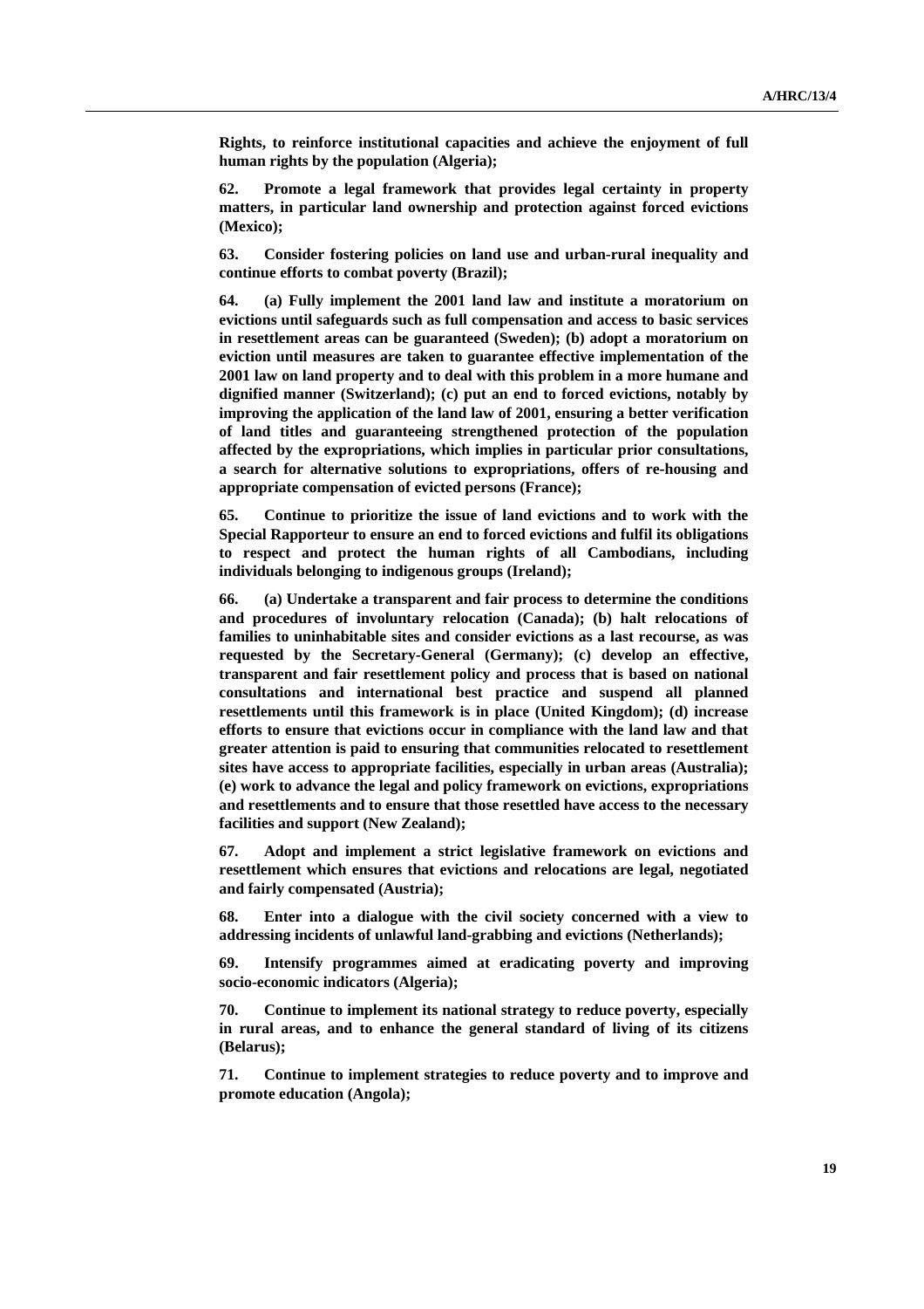**Rights, to reinforce institutional capacities and achieve the enjoyment of full human rights by the population (Algeria);**

**62. Promote a legal framework that provides legal certainty in property matters, in particular land ownership and protection against forced evictions (Mexico);**

**63. Consider fostering policies on land use and urban-rural inequality and continue efforts to combat poverty (Brazil);**

**64. (a) Fully implement the 2001 land law and institute a moratorium on evictions until safeguards such as full compensation and access to basic services in resettlement areas can be guaranteed (Sweden); (b) adopt a moratorium on eviction until measures are taken to guarantee effective implementation of the 2001 law on land property and to deal with this problem in a more humane and dignified manner (Switzerland); (c) put an end to forced evictions, notably by improving the application of the land law of 2001, ensuring a better verification of land titles and guaranteeing strengthened protection of the population affected by the expropriations, which implies in particular prior consultations, a search for alternative solutions to expropriations, offers of re-housing and appropriate compensation of evicted persons (France);**

**65. Continue to prioritize the issue of land evictions and to work with the Special Rapporteur to ensure an end to forced evictions and fulfil its obligations to respect and protect the human rights of all Cambodians, including individuals belonging to indigenous groups (Ireland);**

**66. (a) Undertake a transparent and fair process to determine the conditions and procedures of involuntary relocation (Canada); (b) halt relocations of families to uninhabitable sites and consider evictions as a last recourse, as was requested by the Secretary-General (Germany); (c) develop an effective, transparent and fair resettlement policy and process that is based on national consultations and international best practice and suspend all planned resettlements until this framework is in place (United Kingdom); (d) increase efforts to ensure that evictions occur in compliance with the land law and that greater attention is paid to ensuring that communities relocated to resettlement sites have access to appropriate facilities, especially in urban areas (Australia); (e) work to advance the legal and policy framework on evictions, expropriations and resettlements and to ensure that those resettled have access to the necessary facilities and support (New Zealand);**

**67. Adopt and implement a strict legislative framework on evictions and resettlement which ensures that evictions and relocations are legal, negotiated and fairly compensated (Austria);**

**68. Enter into a dialogue with the civil society concerned with a view to addressing incidents of unlawful land-grabbing and evictions (Netherlands);**

**69. Intensify programmes aimed at eradicating poverty and improving socio-economic indicators (Algeria);**

**70. Continue to implement its national strategy to reduce poverty, especially in rural areas, and to enhance the general standard of living of its citizens (Belarus);**

**71. Continue to implement strategies to reduce poverty and to improve and promote education (Angola);**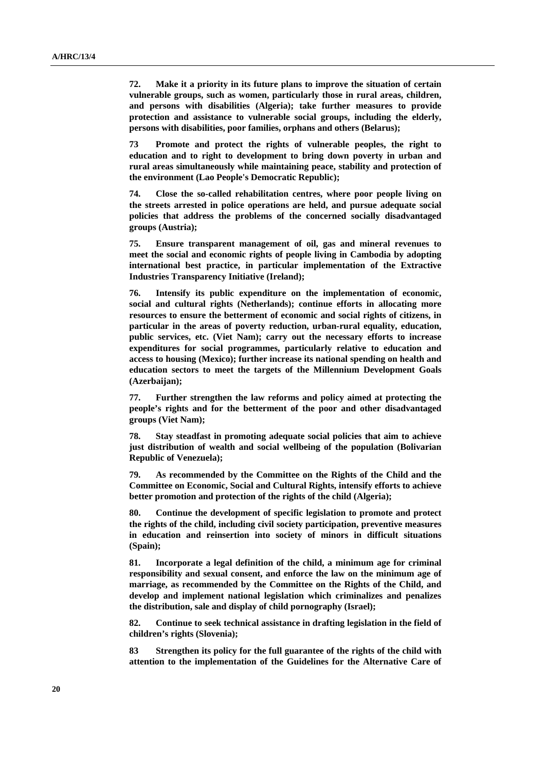**72. Make it a priority in its future plans to improve the situation of certain vulnerable groups, such as women, particularly those in rural areas, children, and persons with disabilities (Algeria); take further measures to provide protection and assistance to vulnerable social groups, including the elderly, persons with disabilities, poor families, orphans and others (Belarus);**

**73 Promote and protect the rights of vulnerable peoples, the right to education and to right to development to bring down poverty in urban and rural areas simultaneously while maintaining peace, stability and protection of the environment (Lao People's Democratic Republic);**

**74. Close the so-called rehabilitation centres, where poor people living on the streets arrested in police operations are held, and pursue adequate social policies that address the problems of the concerned socially disadvantaged groups (Austria);**

**75. Ensure transparent management of oil, gas and mineral revenues to meet the social and economic rights of people living in Cambodia by adopting international best practice, in particular implementation of the Extractive Industries Transparency Initiative (Ireland);**

**76. Intensify its public expenditure on the implementation of economic, social and cultural rights (Netherlands); continue efforts in allocating more resources to ensure the betterment of economic and social rights of citizens, in particular in the areas of poverty reduction, urban-rural equality, education, public services, etc. (Viet Nam); carry out the necessary efforts to increase expenditures for social programmes, particularly relative to education and access to housing (Mexico); further increase its national spending on health and education sectors to meet the targets of the Millennium Development Goals (Azerbaijan);**

**77. Further strengthen the law reforms and policy aimed at protecting the people's rights and for the betterment of the poor and other disadvantaged groups (Viet Nam);**

**78. Stay steadfast in promoting adequate social policies that aim to achieve just distribution of wealth and social wellbeing of the population (Bolivarian Republic of Venezuela);**

**79. As recommended by the Committee on the Rights of the Child and the Committee on Economic, Social and Cultural Rights, intensify efforts to achieve better promotion and protection of the rights of the child (Algeria);**

**80. Continue the development of specific legislation to promote and protect the rights of the child, including civil society participation, preventive measures in education and reinsertion into society of minors in difficult situations (Spain);**

**81. Incorporate a legal definition of the child, a minimum age for criminal responsibility and sexual consent, and enforce the law on the minimum age of marriage, as recommended by the Committee on the Rights of the Child, and develop and implement national legislation which criminalizes and penalizes the distribution, sale and display of child pornography (Israel);**

**82. Continue to seek technical assistance in drafting legislation in the field of children's rights (Slovenia);**

**83 Strengthen its policy for the full guarantee of the rights of the child with attention to the implementation of the Guidelines for the Alternative Care of**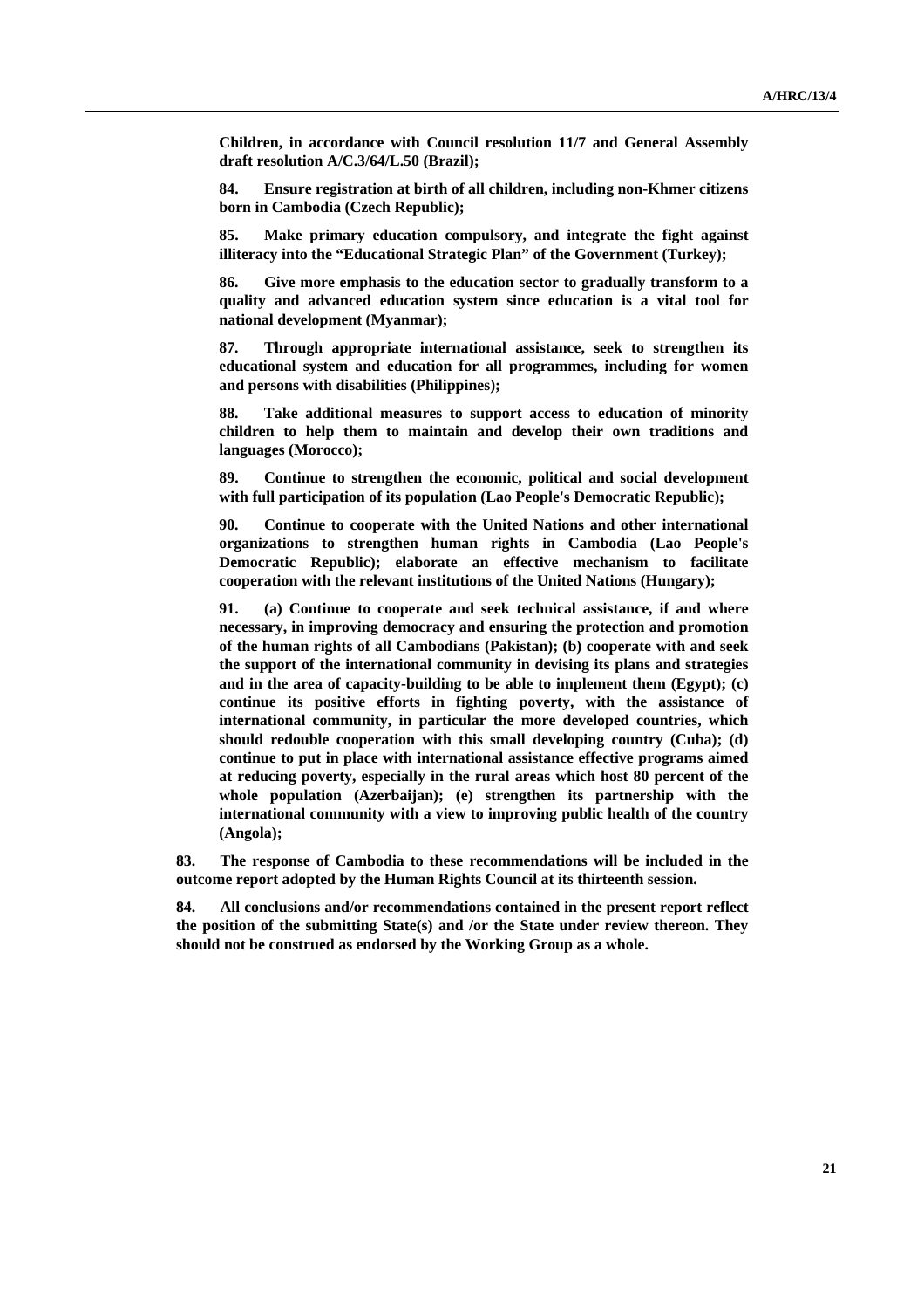**Children, in accordance with Council resolution 11/7 and General Assembly draft resolution A/C.3/64/L.50 (Brazil);**

**84. Ensure registration at birth of all children, including non-Khmer citizens born in Cambodia (Czech Republic);**

**85. Make primary education compulsory, and integrate the fight against illiteracy into the "Educational Strategic Plan" of the Government (Turkey);**

**86. Give more emphasis to the education sector to gradually transform to a quality and advanced education system since education is a vital tool for national development (Myanmar);**

**87. Through appropriate international assistance, seek to strengthen its educational system and education for all programmes, including for women and persons with disabilities (Philippines);**

**88. Take additional measures to support access to education of minority children to help them to maintain and develop their own traditions and languages (Morocco);**

**89. Continue to strengthen the economic, political and social development with full participation of its population (Lao People's Democratic Republic);**

**90. Continue to cooperate with the United Nations and other international organizations to strengthen human rights in Cambodia (Lao People's Democratic Republic); elaborate an effective mechanism to facilitate cooperation with the relevant institutions of the United Nations (Hungary);**

**91. (a) Continue to cooperate and seek technical assistance, if and where necessary, in improving democracy and ensuring the protection and promotion of the human rights of all Cambodians (Pakistan); (b) cooperate with and seek the support of the international community in devising its plans and strategies and in the area of capacity-building to be able to implement them (Egypt); (c) continue its positive efforts in fighting poverty, with the assistance of international community, in particular the more developed countries, which should redouble cooperation with this small developing country (Cuba); (d) continue to put in place with international assistance effective programs aimed at reducing poverty, especially in the rural areas which host 80 percent of the whole population (Azerbaijan); (e) strengthen its partnership with the international community with a view to improving public health of the country (Angola);**

**83. The response of Cambodia to these recommendations will be included in the outcome report adopted by the Human Rights Council at its thirteenth session.**

**84. All conclusions and/or recommendations contained in the present report reflect the position of the submitting State(s) and /or the State under review thereon. They should not be construed as endorsed by the Working Group as a whole.**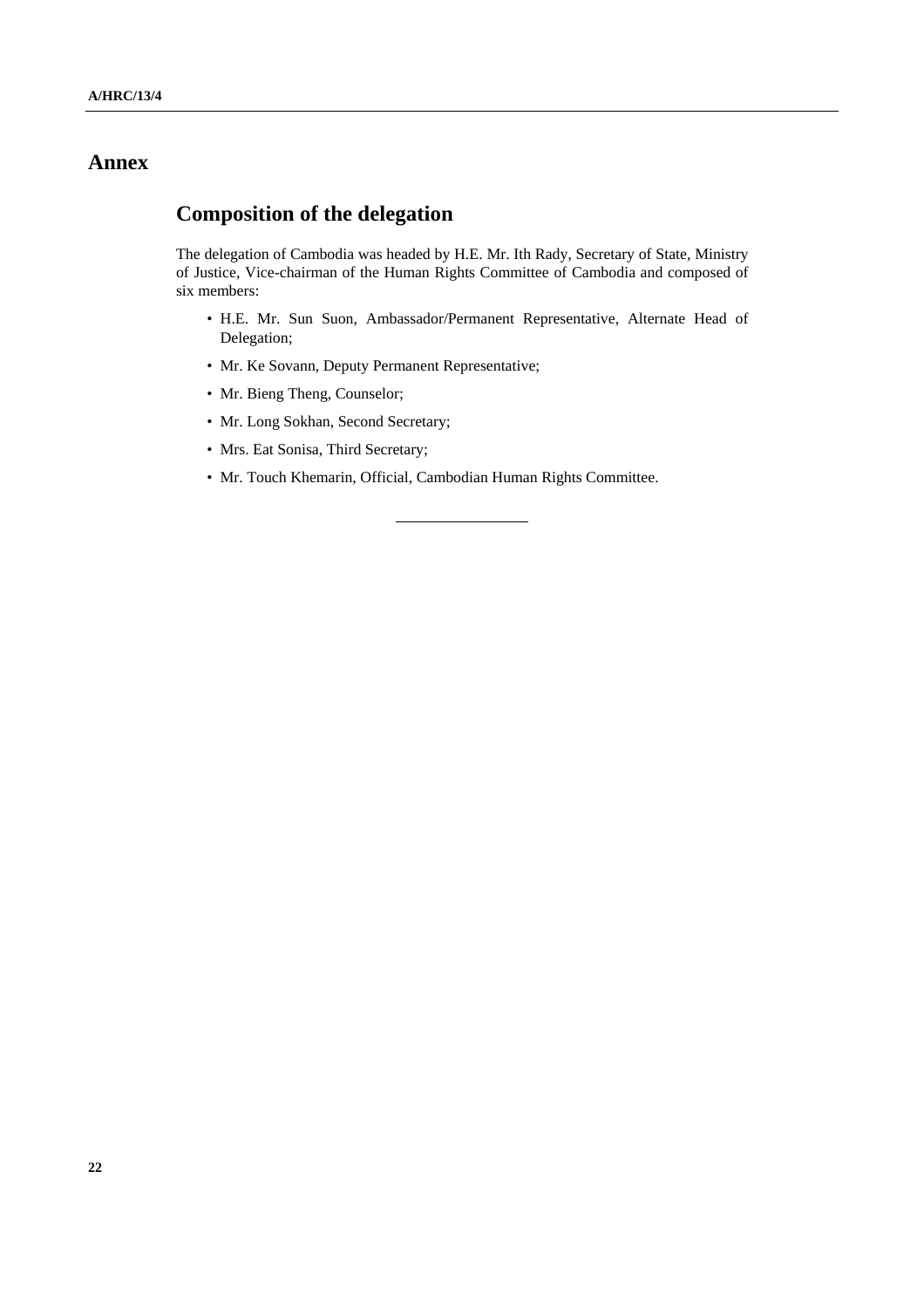# Annex

## Composition of the delegation

The delegation of Cambodia was headed by H.E. Mr. Ith Rady, Secretary of State, Ministry of Justice, Vice-chairman of the Human Rights Committee of Cambodia and composed of six members:

- H.E. Mr. Sun Suon, Ambassador/Permanent Representative, Alternate Head of Delegation;
- Mr. Ke Sovann, Deputy Permanent Representative;
- Mr. Bieng Theng, Counselor;
- Mr. Long Sokhan, Second Secretary;
- Mrs. Eat Sonisa, Third Secretary;
- Mr. Touch Khemarin, Official, Cambodian Human Rights Committee.